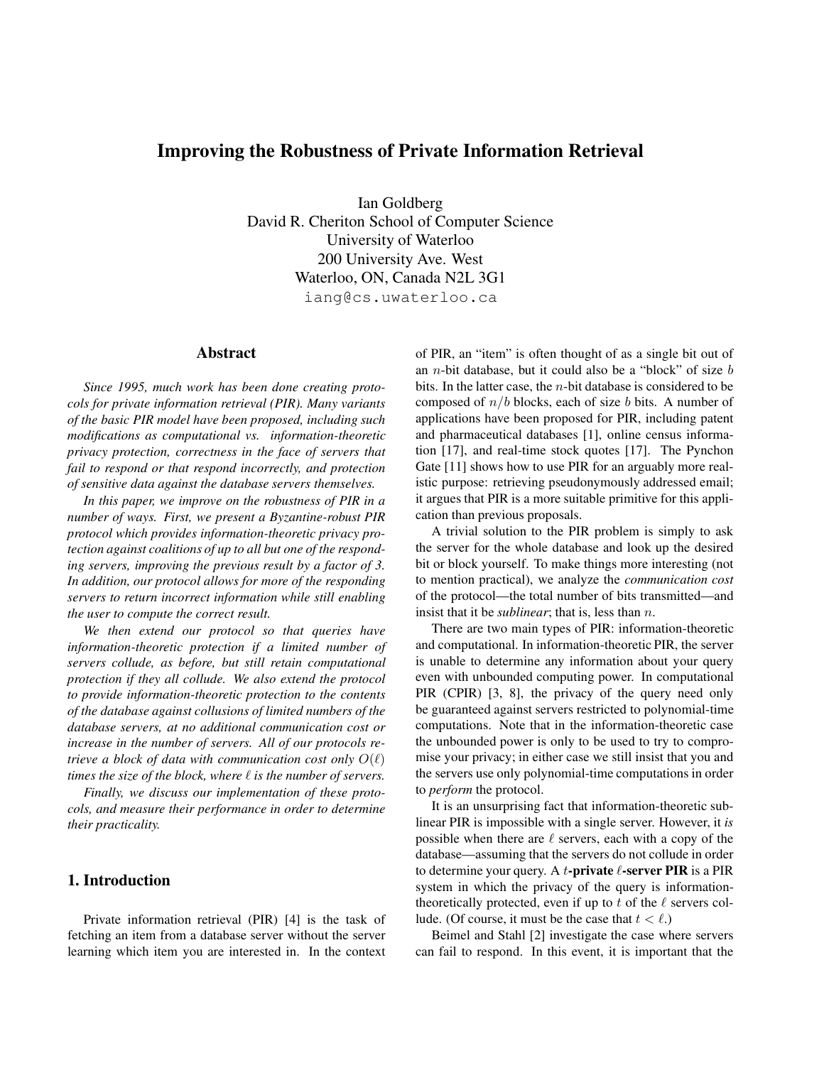# Improving the Robustness of Private Information Retrieval

Ian Goldberg
David R. Cheriton School of Computer Science
University of Waterloo
200 University Ave. West
Waterloo, ON, Canada N2L 3G1
iang@cs.uwaterloo.ca

## Abstract

*Since 1995, much work has been done creating protocols for private information retrieval (PIR). Many variants of the basic PIR model have been proposed, including such modifications as computational vs. information-theoretic privacy protection, correctness in the face of servers that fail to respond or that respond incorrectly, and protection of sensitive data against the database servers themselves.*

*In this paper, we improve on the robustness of PIR in a number of ways. First, we present a Byzantine-robust PIR protocol which provides information-theoretic privacy protection against coalitions of up to all but one of the responding servers, improving the previous result by a factor of 3. In addition, our protocol allows for more of the responding servers to return incorrect information while still enabling the user to compute the correct result.*

*We then extend our protocol so that queries have information-theoretic protection if a limited number of servers collude, as before, but still retain computational protection if they all collude. We also extend the protocol to provide information-theoretic protection to the contents of the database against collusions of limited numbers of the database servers, at no additional communication cost or increase in the number of servers. All of our protocols retrieve a block of data with communication cost only $O(\ell)$ times the size of the block, where $\ell$ is the number of servers.*

*Finally, we discuss our implementation of these protocols, and measure their performance in order to determine their practicality.*

## 1. Introduction

Private information retrieval (PIR) [4] is the task of fetching an item from a database server without the server learning which item you are interested in. In the context of PIR, an "item" is often thought of as a single bit out of an $n$-bit database, but it could also be a "block" of size $b$ bits. In the latter case, the $n$-bit database is considered to be composed of $n/b$ blocks, each of size $b$ bits. A number of applications have been proposed for PIR, including patent and pharmaceutical databases [1], online census information [17], and real-time stock quotes [17]. The Pynchon Gate [11] shows how to use PIR for an arguably more realistic purpose: retrieving pseudonymously addressed email; it argues that PIR is a more suitable primitive for this application than previous proposals.

A trivial solution to the PIR problem is simply to ask the server for the whole database and look up the desired bit or block yourself. To make things more interesting (not to mention practical), we analyze the *communication cost* of the protocol—the total number of bits transmitted—and insist that it be *sublinear*; that is, less than $n$.

There are two main types of PIR: information-theoretic and computational. In information-theoretic PIR, the server is unable to determine any information about your query even with unbounded computing power. In computational PIR (CPIR) [3, 8], the privacy of the query need only be guaranteed against servers restricted to polynomial-time computations. Note that in the information-theoretic case the unbounded power is only to be used to try to compromise your privacy; in either case we still insist that you and the servers use only polynomial-time computations in order to *perform* the protocol.

It is an unsurprising fact that information-theoretic sublinear PIR is impossible with a single server. However, it *is* possible when there are $\ell$ servers, each with a copy of the database—assuming that the servers do not collude in order to determine your query. A **$t$-private $\ell$-server PIR** is a PIR system in which the privacy of the query is information-theoretically protected, even if up to $t$ of the $\ell$ servers collude. (Of course, it must be the case that $t < \ell$.)

Beimel and Stahl [2] investigate the case where servers can fail to respond. In this event, it is important that the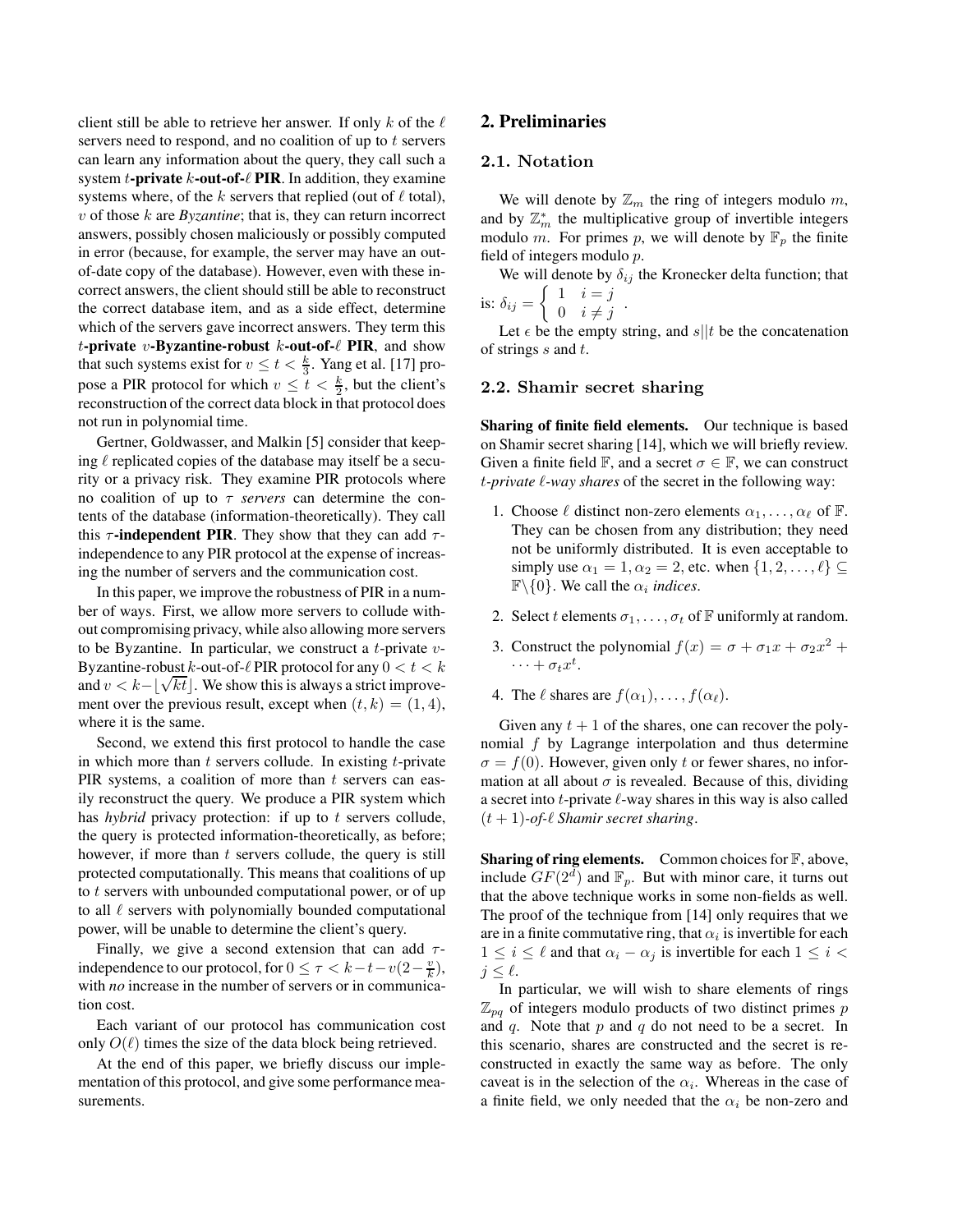client still be able to retrieve her answer. If only $k$ of the $\ell$ servers need to respond, and no coalition of up to $t$ servers can learn any information about the query, they call such a system **$t$-private $k$-out-of-$\ell$ PIR**. In addition, they examine systems where, of the $k$ servers that replied (out of $\ell$ total), $v$ of those $k$ are *Byzantine*; that is, they can return incorrect answers, possibly chosen maliciously or possibly computed in error (because, for example, the server may have an out-of-date copy of the database). However, even with these incorrect answers, the client should still be able to reconstruct the correct database item, and as a side effect, determine which of the servers gave incorrect answers. They term this **$t$-private $v$-Byzantine-robust $k$-out-of-$\ell$ PIR**, and show that such systems exist for $v \leq t < \frac{k}{3}$. Yang et al. [17] propose a PIR protocol for which $v \leq t < \frac{k}{2}$, but the client's reconstruction of the correct data block in that protocol does not run in polynomial time.

Gertner, Goldwasser, and Malkin [5] consider that keeping $\ell$ replicated copies of the database may itself be a security or a privacy risk. They examine PIR protocols where no coalition of up to $\tau$ *servers* can determine the contents of the database (information-theoretically). They call this **$\tau$-independent PIR**. They show that they can add $\tau$-independence to any PIR protocol at the expense of increasing the number of servers and the communication cost.

In this paper, we improve the robustness of PIR in a number of ways. First, we allow more servers to collude without compromising privacy, while also allowing more servers to be Byzantine. In particular, we construct a $t$-private $v$-Byzantine-robust $k$-out-of-$\ell$ PIR protocol for any $0 < t < k$ and $v < k - \lfloor\sqrt{kt}\rfloor$. We show this is always a strict improvement over the previous result, except when $(t, k) = (1, 4)$, where it is the same.

Second, we extend this first protocol to handle the case in which more than $t$ servers collude. In existing $t$-private PIR systems, a coalition of more than $t$ servers can easily reconstruct the query. We produce a PIR system which has *hybrid* privacy protection: if up to $t$ servers collude, the query is protected information-theoretically, as before; however, if more than $t$ servers collude, the query is still protected computationally. This means that coalitions of up to $t$ servers with unbounded computational power, or of up to all $\ell$ servers with polynomially bounded computational power, will be unable to determine the client's query.

Finally, we give a second extension that can add $\tau$-independence to our protocol, for $0 \leq \tau < k - t - v(2 - \frac{v}{k})$, with *no* increase in the number of servers or in communication cost.

Each variant of our protocol has communication cost only $O(\ell)$ times the size of the data block being retrieved.

At the end of this paper, we briefly discuss our implementation of this protocol, and give some performance measurements.

## 2. Preliminaries

### 2.1. Notation

We will denote by $\mathbb{Z}_m$ the ring of integers modulo $m$, and by $\mathbb{Z}_m^*$ the multiplicative group of invertible integers modulo $m$. For primes $p$, we will denote by $\mathbb{F}_p$ the finite field of integers modulo $p$.

We will denote by $\delta_{ij}$ the Kronecker delta function; that is: $\delta_{ij} = \begin{cases} 1 & i = j \\ 0 & i \neq j \end{cases}$.

Let $\epsilon$ be the empty string, and $s||t$ be the concatenation of strings $s$ and $t$.

### 2.2. Shamir secret sharing

**Sharing of finite field elements.** Our technique is based on Shamir secret sharing [14], which we will briefly review. Given a finite field $\mathbb{F}$, and a secret $\sigma \in \mathbb{F}$, we can construct *$t$-private $\ell$-way shares* of the secret in the following way:

1. Choose $\ell$ distinct non-zero elements $\alpha_1, \ldots, \alpha_\ell$ of $\mathbb{F}$. They can be chosen from any distribution; they need not be uniformly distributed. It is even acceptable to simply use $\alpha_1 = 1, \alpha_2 = 2$, etc. when $\{1, 2, \ldots, \ell\} \subseteq \mathbb{F}\backslash\{0\}$. We call the $\alpha_i$ *indices*.
2. Select $t$ elements $\sigma_1, \ldots, \sigma_t$ of $\mathbb{F}$ uniformly at random.
3. Construct the polynomial $f(x) = \sigma + \sigma_1 x + \sigma_2 x^2 + \cdots + \sigma_t x^t$.
4. The $\ell$ shares are $f(\alpha_1), \ldots, f(\alpha_\ell)$.

Given any $t + 1$ of the shares, one can recover the polynomial $f$ by Lagrange interpolation and thus determine $\sigma = f(0)$. However, given only $t$ or fewer shares, no information at all about $\sigma$ is revealed. Because of this, dividing a secret into $t$-private $\ell$-way shares in this way is also called *$(t + 1)$-of-$\ell$ Shamir secret sharing*.

**Sharing of ring elements.** Common choices for $\mathbb{F}$, above, include $GF(2^d)$ and $\mathbb{F}_p$. But with minor care, it turns out that the above technique works in some non-fields as well. The proof of the technique from [14] only requires that we are in a finite commutative ring, that $\alpha_i$ is invertible for each $1 \leq i \leq \ell$ and that $\alpha_i - \alpha_j$ is invertible for each $1 \leq i < j \leq \ell$.

In particular, we will wish to share elements of rings $\mathbb{Z}_{pq}$ of integers modulo products of two distinct primes $p$ and $q$. Note that $p$ and $q$ do not need to be a secret. In this scenario, shares are constructed and the secret is reconstructed in exactly the same way as before. The only caveat is in the selection of the $\alpha_i$. Whereas in the case of a finite field, we only needed that the $\alpha_i$ be non-zero and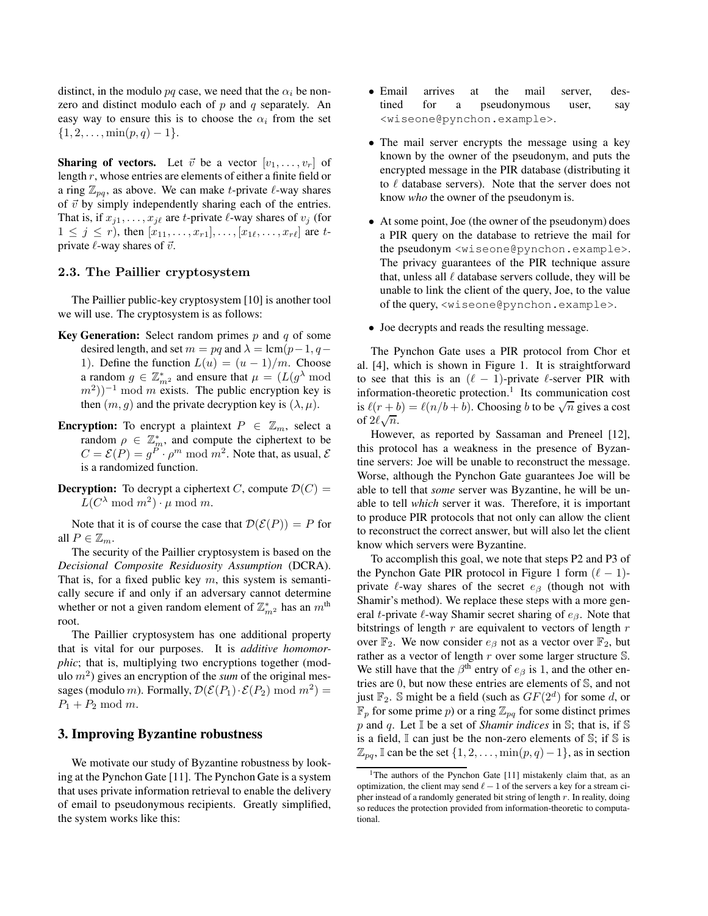distinct, in the modulo $pq$ case, we need that the $\alpha_i$ be non-zero and distinct modulo each of $p$ and $q$ separately. An easy way to ensure this is to choose the $\alpha_i$ from the set $\{1, 2, \ldots, \min(p, q) - 1\}$.

**Sharing of vectors.** Let $\vec{v}$ be a vector $[v_1, \ldots, v_r]$ of length $r$, whose entries are elements of either a finite field or a ring $\mathbb{Z}_{pq}$, as above. We can make $t$-private $\ell$-way shares of $\vec{v}$ by simply independently sharing each of the entries. That is, if $x_{j1}, \ldots, x_{j\ell}$ are $t$-private $\ell$-way shares of $v_j$ (for $1 \le j \le r$), then $[x_{11}, \ldots, x_{r1}], \ldots, [x_{1\ell}, \ldots, x_{r\ell}]$ are $t$-private $\ell$-way shares of $\vec{v}$.

### 2.3. The Paillier cryptosystem

The Paillier public-key cryptosystem [10] is another tool we will use. The cryptosystem is as follows:

**Key Generation:** Select random primes $p$ and $q$ of some desired length, and set $m = pq$ and $\lambda = \text{lcm}(p-1, q-1)$. Define the function $L(u) = (u-1)/m$. Choose a random $g \in \mathbb{Z}^*_{m^2}$ and ensure that $\mu = (L(g^\lambda \bmod m^2))^{-1} \bmod m$ exists. The public encryption key is then $(m, g)$ and the private decryption key is $(\lambda, \mu)$.

**Encryption:** To encrypt a plaintext $P \in \mathbb{Z}_m$, select a random $\rho \in \mathbb{Z}^*_m$, and compute the ciphertext to be $C = \mathcal{E}(P) = g^P \cdot \rho^m \bmod m^2$. Note that, as usual, $\mathcal{E}$ is a randomized function.

**Decryption:** To decrypt a ciphertext $C$, compute $\mathcal{D}(C) = L(C^\lambda \bmod m^2) \cdot \mu \bmod m$.

Note that it is of course the case that $\mathcal{D}(\mathcal{E}(P)) = P$ for all $P \in \mathbb{Z}_m$.

The security of the Paillier cryptosystem is based on the *Decisional Composite Residuosity Assumption* (DCRA). That is, for a fixed public key $m$, this system is semantically secure if and only if an adversary cannot determine whether or not a given random element of $\mathbb{Z}^*_{m^2}$ has an $m^{\text{th}}$ root.

The Paillier cryptosystem has one additional property that is vital for our purposes. It is *additive homomorphic*; that is, multiplying two encryptions together (modulo $m^2$) gives an encryption of the *sum* of the original messages (modulo $m$). Formally, $\mathcal{D}(\mathcal{E}(P_1) \cdot \mathcal{E}(P_2) \bmod m^2) = P_1 + P_2 \bmod m$.

## 3. Improving Byzantine robustness

We motivate our study of Byzantine robustness by looking at the Pynchon Gate [11]. The Pynchon Gate is a system that uses private information retrieval to enable the delivery of email to pseudonymous recipients. Greatly simplified, the system works like this:

- Email arrives at the mail server, destined for a pseudonymous user, say <wiseone@pynchon.example>.
- The mail server encrypts the message using a key known by the owner of the pseudonym, and puts the encrypted message in the PIR database (distributing it to $\ell$ database servers). Note that the server does not know *who* the owner of the pseudonym is.
- At some point, Joe (the owner of the pseudonym) does a PIR query on the database to retrieve the mail for the pseudonym <wiseone@pynchon.example>. The privacy guarantees of the PIR technique assure that, unless all $\ell$ database servers collude, they will be unable to link the client of the query, Joe, to the value of the query, <wiseone@pynchon.example>.
- Joe decrypts and reads the resulting message.

The Pynchon Gate uses a PIR protocol from Chor et al. [4], which is shown in Figure 1. It is straightforward to see that this is an $(\ell-1)$-private $\ell$-server PIR with information-theoretic protection.[1] Its communication cost is $\ell(r+b) = \ell(n/b + b)$. Choosing $b$ to be $\sqrt{n}$ gives a cost of $2\ell\sqrt{n}$.

However, as reported by Sassaman and Preneel [12], this protocol has a weakness in the presence of Byzantine servers: Joe will be unable to reconstruct the message. Worse, although the Pynchon Gate guarantees Joe will be able to tell that *some* server was Byzantine, he will be unable to tell *which* server it was. Therefore, it is important to produce PIR protocols that not only can allow the client to reconstruct the correct answer, but will also let the client know which servers were Byzantine.

To accomplish this goal, we note that steps P2 and P3 of the Pynchon Gate PIR protocol in Figure 1 form $(\ell-1)$-private $\ell$-way shares of the secret $e_\beta$ (though not with Shamir's method). We replace these steps with a more general $t$-private $\ell$-way Shamir secret sharing of $e_\beta$. Note that bitstrings of length $r$ are equivalent to vectors of length $r$ over $\mathbb{F}_2$. We now consider $e_\beta$ not as a vector over $\mathbb{F}_2$, but rather as a vector of length $r$ over some larger structure $\mathbb{S}$. We still have that the $\beta^{\text{th}}$ entry of $e_\beta$ is 1, and the other entries are 0, but now these entries are elements of $\mathbb{S}$, and not just $\mathbb{F}_2$. $\mathbb{S}$ might be a field (such as $GF(2^d)$ for some $d$, or $\mathbb{F}_p$ for some prime $p$) or a ring $\mathbb{Z}_{pq}$ for some distinct primes $p$ and $q$. Let $\mathbb{I}$ be a set of *Shamir indices* in $\mathbb{S}$; that is, if $\mathbb{S}$ is a field, $\mathbb{I}$ can just be the non-zero elements of $\mathbb{S}$; if $\mathbb{S}$ is $\mathbb{Z}_{pq}$, $\mathbb{I}$ can be the set $\{1, 2, \ldots, \min(p, q) - 1\}$, as in section

[1] The authors of the Pynchon Gate [11] mistakenly claim that, as an optimization, the client may send $\ell - 1$ of the servers a key for a stream cipher instead of a randomly generated bit string of length $r$. In reality, doing so reduces the protection provided from information-theoretic to computational.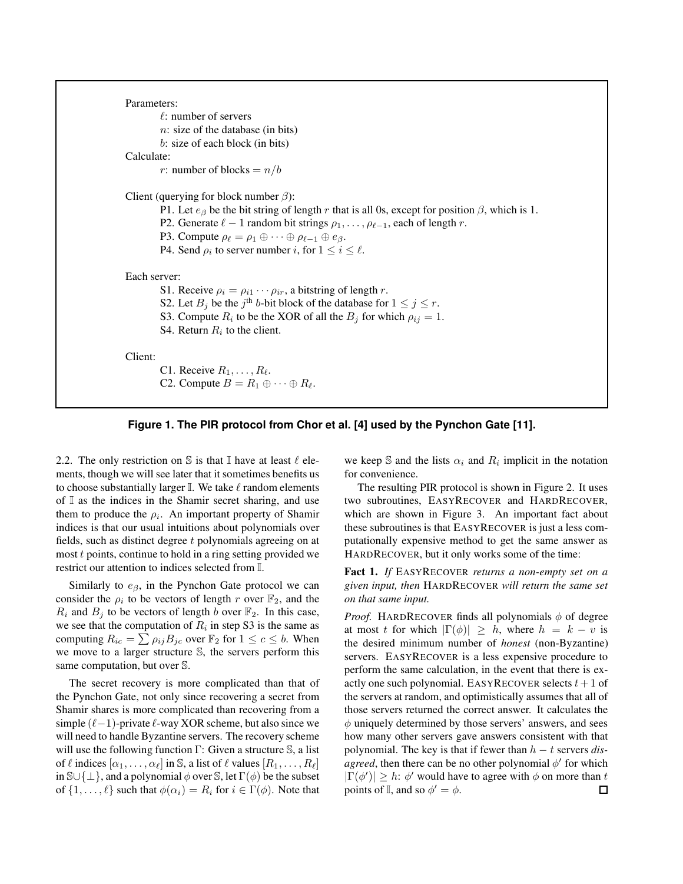Parameters:

- $\ell$: number of servers
- $n$: size of the database (in bits)
- $b$: size of each block (in bits)

Calculate:

- $r$: number of blocks $= n/b$

Client (querying for block number $\beta$):

- P1. Let $e_\beta$ be the bit string of length $r$ that is all 0s, except for position $\beta$, which is 1.
- P2. Generate $\ell - 1$ random bit strings $\rho_1, \ldots, \rho_{\ell-1}$, each of length $r$.
- P3. Compute $\rho_\ell = \rho_1 \oplus \cdots \oplus \rho_{\ell-1} \oplus e_\beta$.
- P4. Send $\rho_i$ to server number $i$, for $1 \leq i \leq \ell$.

Each server:

- S1. Receive $\rho_i = \rho_{i1} \cdots \rho_{ir}$, a bitstring of length $r$.
- S2. Let $B_j$ be the $j^{\text{th}}$ $b$-bit block of the database for $1 \leq j \leq r$.
- S3. Compute $R_i$ to be the XOR of all the $B_j$ for which $\rho_{ij} = 1$.
- S4. Return $R_i$ to the client.

Client:

- C1. Receive $R_1, \ldots, R_\ell$.
- C2. Compute $B = R_1 \oplus \cdots \oplus R_\ell$.

**Figure 1. The PIR protocol from Chor et al. [4] used by the Pynchon Gate [11].**

2.2. The only restriction on $\mathbb{S}$ is that $\mathbb{I}$ have at least $\ell$ elements, though we will see later that it sometimes benefits us to choose substantially larger $\mathbb{I}$. We take $\ell$ random elements of $\mathbb{I}$ as the indices in the Shamir secret sharing, and use them to produce the $\rho_i$. An important property of Shamir indices is that our usual intuitions about polynomials over fields, such as distinct degree $t$ polynomials agreeing on at most $t$ points, continue to hold in a ring setting provided we restrict our attention to indices selected from $\mathbb{I}$.

Similarly to $e_\beta$, in the Pynchon Gate protocol we can consider the $\rho_i$ to be vectors of length $r$ over $\mathbb{F}_2$, and the $R_i$ and $B_j$ to be vectors of length $b$ over $\mathbb{F}_2$. In this case, we see that the computation of $R_i$ in step S3 is the same as computing $R_{ic} = \sum \rho_{ij} B_{jc}$ over $\mathbb{F}_2$ for $1 \leq c \leq b$. When we move to a larger structure $\mathbb{S}$, the servers perform this same computation, but over $\mathbb{S}$.

The secret recovery is more complicated than that of the Pynchon Gate, not only since recovering a secret from Shamir shares is more complicated than recovering from a simple $(\ell-1)$-private $\ell$-way XOR scheme, but also since we will need to handle Byzantine servers. The recovery scheme will use the following function $\Gamma$: Given a structure $\mathbb{S}$, a list of $\ell$ indices $[\alpha_1, \ldots, \alpha_\ell]$ in $\mathbb{S}$, a list of $\ell$ values $[R_1, \ldots, R_\ell]$ in $\mathbb{S} \cup \{\perp\}$, and a polynomial $\phi$ over $\mathbb{S}$, let $\Gamma(\phi)$ be the subset of $\{1, \ldots, \ell\}$ such that $\phi(\alpha_i) = R_i$ for $i \in \Gamma(\phi)$. Note that we keep $\mathbb{S}$ and the lists $\alpha_i$ and $R_i$ implicit in the notation for convenience.

The resulting PIR protocol is shown in Figure 2. It uses two subroutines, EasyRecover and HardRecover, which are shown in Figure 3. An important fact about these subroutines is that EasyRecover is just a less computationally expensive method to get the same answer as HardRecover, but it only works some of the time:

**Fact 1.** *If* EasyRecover *returns a non-empty set on a given input, then* HardRecover *will return the same set on that same input.*

*Proof.* HardRecover finds all polynomials $\phi$ of degree at most $t$ for which $|\Gamma(\phi)| \geq h$, where $h = k - v$ is the desired minimum number of *honest* (non-Byzantine) servers. EasyRecover is a less expensive procedure to perform the same calculation, in the event that there is exactly one such polynomial. EasyRecover selects $t+1$ of the servers at random, and optimistically assumes that all of those servers returned the correct answer. It calculates the $\phi$ uniquely determined by those servers' answers, and sees how many other servers gave answers consistent with that polynomial. The key is that if fewer than $h - t$ servers *disagreed*, then there can be no other polynomial $\phi'$ for which $|\Gamma(\phi')| \geq h$: $\phi'$ would have to agree with $\phi$ on more than $t$ points of $\mathbb{I}$, and so $\phi' = \phi$. ◻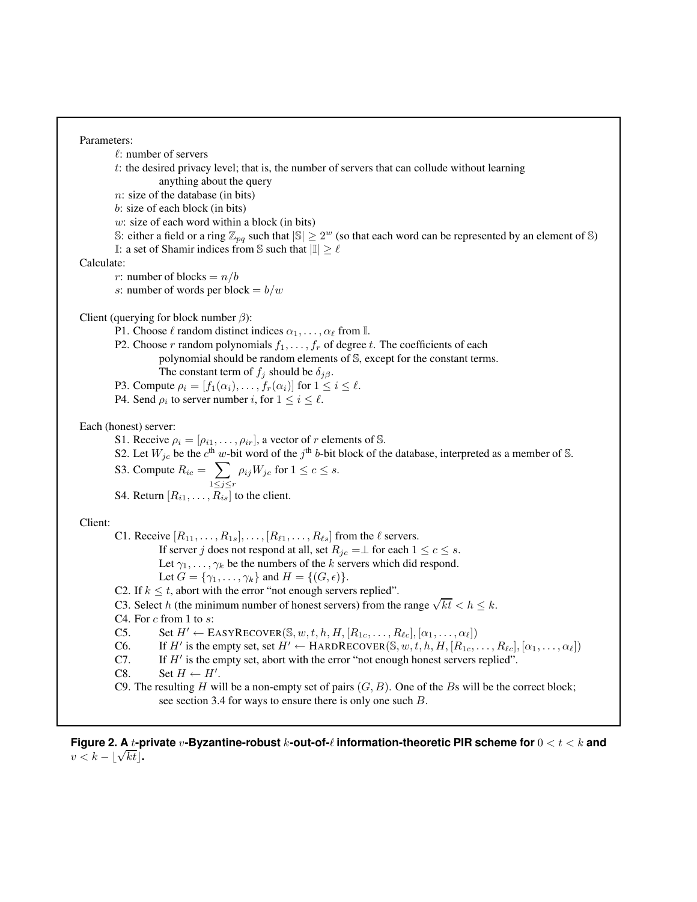Parameters:

- $\ell$: number of servers
- $t$: the desired privacy level; that is, the number of servers that can collude without learning anything about the query
- $n$: size of the database (in bits)
- $b$: size of each block (in bits)
- $w$: size of each word within a block (in bits)
- $\mathbb{S}$: either a field or a ring $\mathbb{Z}_{pq}$ such that $|\mathbb{S}| \geq 2^w$ (so that each word can be represented by an element of $\mathbb{S}$)
- $\mathbb{I}$: a set of Shamir indices from $\mathbb{S}$ such that $|\mathbb{I}| \geq \ell$

Calculate:

- $r$: number of blocks $= n/b$
- $s$: number of words per block $= b/w$

Client (querying for block number $\beta$):

- P1. Choose $\ell$ random distinct indices $\alpha_1, \ldots, \alpha_\ell$ from $\mathbb{I}$.
- P2. Choose $r$ random polynomials $f_1, \ldots, f_r$ of degree $t$. The coefficients of each polynomial should be random elements of $\mathbb{S}$, except for the constant terms. The constant term of $f_j$ should be $\delta_{j\beta}$.
- P3. Compute $\rho_i = [f_1(\alpha_i), \ldots, f_r(\alpha_i)]$ for $1 \leq i \leq \ell$.
- P4. Send $\rho_i$ to server number $i$, for $1 \leq i \leq \ell$.

Each (honest) server:

- S1. Receive $\rho_i = [\rho_{i1}, \ldots, \rho_{ir}]$, a vector of $r$ elements of $\mathbb{S}$.
- S2. Let $W_{jc}$ be the $c^{\text{th}}$ $w$-bit word of the $j^{\text{th}}$ $b$-bit block of the database, interpreted as a member of $\mathbb{S}$.
- S3. Compute $R_{ic} = \sum_{1 \leq j \leq r} \rho_{ij} W_{jc}$ for $1 \leq c \leq s$.
- S4. Return $[R_{i1}, \ldots, R_{is}]$ to the client.

Client:

- C1. Receive $[R_{11}, \ldots, R_{1s}], \ldots, [R_{\ell 1}, \ldots, R_{\ell s}]$ from the $\ell$ servers.
  If server $j$ does not respond at all, set $R_{jc} = \perp$ for each $1 \leq c \leq s$.
  Let $\gamma_1, \ldots, \gamma_k$ be the numbers of the $k$ servers which did respond.
  Let $G = \{\gamma_1, \ldots, \gamma_k\}$ and $H = \{(G, \epsilon)\}$.
- C2. If $k \leq t$, abort with the error "not enough servers replied".
- C3. Select $h$ (the minimum number of honest servers) from the range $\sqrt{kt} < h \leq k$.
- C4. For $c$ from 1 to $s$:
- C5. Set $H' \leftarrow \textsc{EasyRecover}(\mathbb{S}, w, t, h, H, [R_{1c}, \ldots, R_{\ell c}], [\alpha_1, \ldots, \alpha_\ell])$
- C6. If $H'$ is the empty set, set $H' \leftarrow \textsc{HardRecover}(\mathbb{S}, w, t, h, H, [R_{1c}, \ldots, R_{\ell c}], [\alpha_1, \ldots, \alpha_\ell])$
- C7. If $H'$ is the empty set, abort with the error "not enough honest servers replied".
- C8. Set $H \leftarrow H'$.
- C9. The resulting $H$ will be a non-empty set of pairs $(G, B)$. One of the $B$s will be the correct block; see section 3.4 for ways to ensure there is only one such $B$.

**Figure 2. A $t$-private $v$-Byzantine-robust $k$-out-of-$\ell$ information-theoretic PIR scheme for $0 < t < k$ and $v < k - \lfloor \sqrt{kt} \rfloor$.**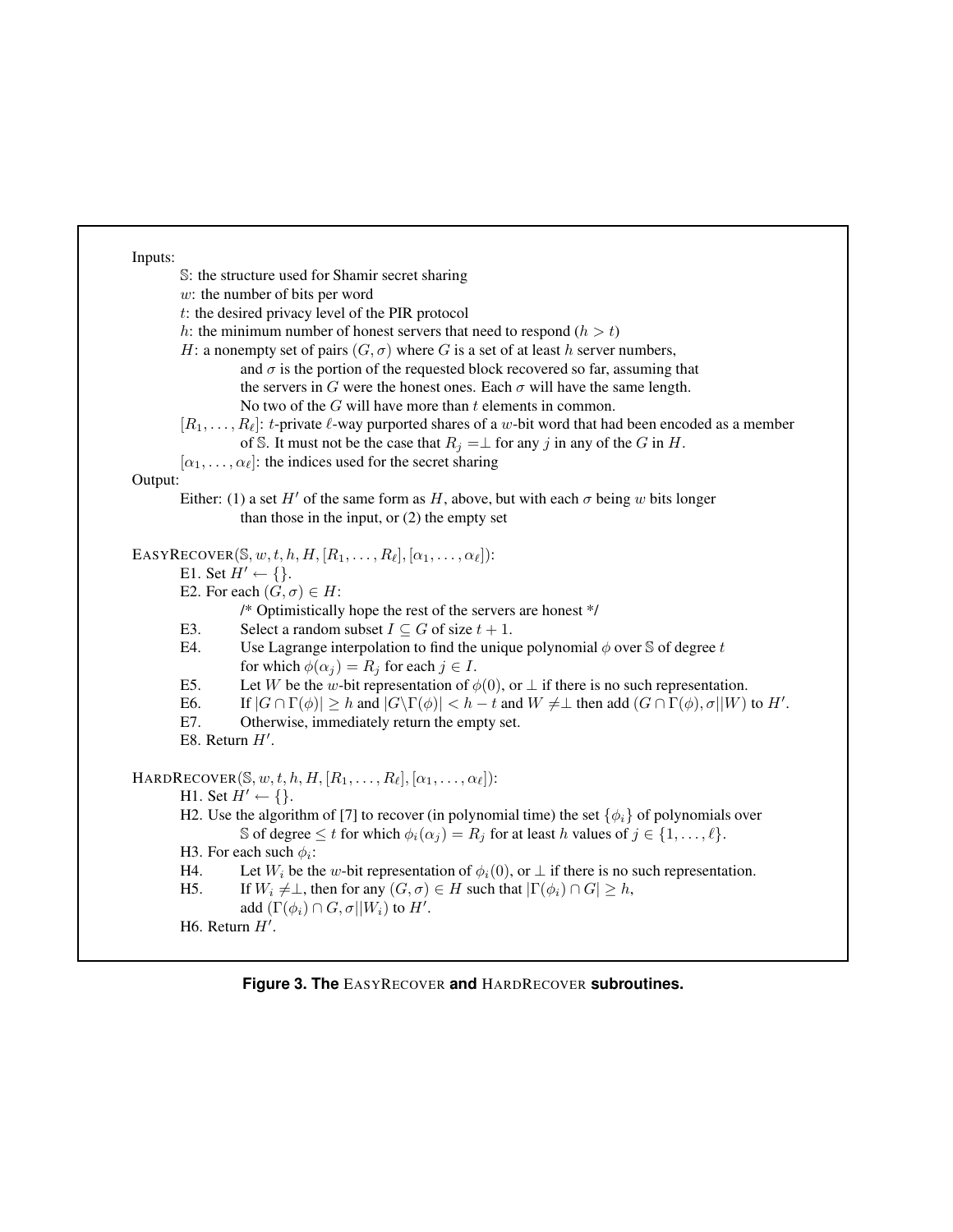Inputs:

- $\mathbb{S}$: the structure used for Shamir secret sharing
- $w$: the number of bits per word
- $t$: the desired privacy level of the PIR protocol
- $h$: the minimum number of honest servers that need to respond ($h > t$)
- $H$: a nonempty set of pairs $(G, \sigma)$ where $G$ is a set of at least $h$ server numbers, and $\sigma$ is the portion of the requested block recovered so far, assuming that the servers in $G$ were the honest ones. Each $\sigma$ will have the same length. No two of the $G$ will have more than $t$ elements in common.
- $[R_1, \ldots, R_\ell]$: $t$-private $\ell$-way purported shares of a $w$-bit word that had been encoded as a member of $\mathbb{S}$. It must not be the case that $R_j = \perp$ for any $j$ in any of the $G$ in $H$.
- $[\alpha_1, \ldots, \alpha_\ell]$: the indices used for the secret sharing

Output:

Either: (1) a set $H'$ of the same form as $H$, above, but with each $\sigma$ being $w$ bits longer than those in the input, or (2) the empty set

EASYRECOVER($\mathbb{S}, w, t, h, H, [R_1, \ldots, R_\ell], [\alpha_1, \ldots, \alpha_\ell]$):

- E1. Set $H' \leftarrow \{\}$.
- E2. For each $(G, \sigma) \in H$:
  - /* Optimistically hope the rest of the servers are honest */
- E3. Select a random subset $I \subseteq G$ of size $t + 1$.
- E4. Use Lagrange interpolation to find the unique polynomial $\phi$ over $\mathbb{S}$ of degree $t$ for which $\phi(\alpha_j) = R_j$ for each $j \in I$.
- E5. Let $W$ be the $w$-bit representation of $\phi(0)$, or $\perp$ if there is no such representation.
- E6. If $|G \cap \Gamma(\phi)| \geq h$ and $|G \backslash \Gamma(\phi)| < h - t$ and $W \neq \perp$ then add $(G \cap \Gamma(\phi), \sigma || W)$ to $H'$.
- E7. Otherwise, immediately return the empty set.
- E8. Return $H'$.

HARDRECOVER($\mathbb{S}, w, t, h, H, [R_1, \ldots, R_\ell], [\alpha_1, \ldots, \alpha_\ell]$):

- H1. Set $H' \leftarrow \{\}$.
- H2. Use the algorithm of [7] to recover (in polynomial time) the set $\{\phi_i\}$ of polynomials over $\mathbb{S}$ of degree $\leq t$ for which $\phi_i(\alpha_j) = R_j$ for at least $h$ values of $j \in \{1, \ldots, \ell\}$.
- H3. For each such $\phi_i$:
- H4. Let $W_i$ be the $w$-bit representation of $\phi_i(0)$, or $\perp$ if there is no such representation.
- H5. If $W_i \neq \perp$, then for any $(G, \sigma) \in H$ such that $|\Gamma(\phi_i) \cap G| \geq h$, add $(\Gamma(\phi_i) \cap G, \sigma || W_i)$ to $H'$.
- H6. Return $H'$.

**Figure 3. The EASYRECOVER and HARDRECOVER subroutines.**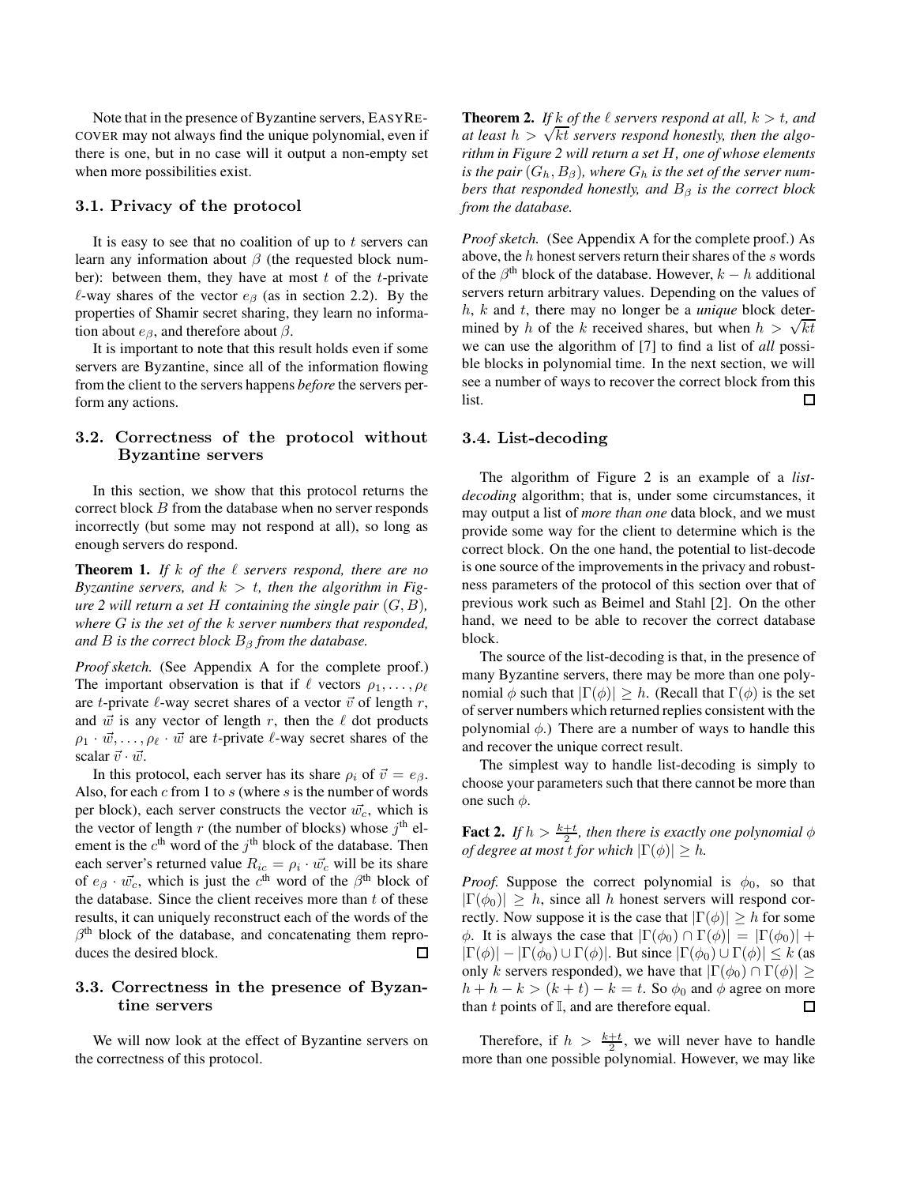Note that in the presence of Byzantine servers, EasyRecover may not always find the unique polynomial, even if there is one, but in no case will it output a non-empty set when more possibilities exist.

### 3.1. Privacy of the protocol

It is easy to see that no coalition of up to $t$ servers can learn any information about $\beta$ (the requested block number): between them, they have at most $t$ of the $t$-private $\ell$-way shares of the vector $e_\beta$ (as in section 2.2). By the properties of Shamir secret sharing, they learn no information about $e_\beta$, and therefore about $\beta$.

It is important to note that this result holds even if some servers are Byzantine, since all of the information flowing from the client to the servers happens *before* the servers perform any actions.

### 3.2. Correctness of the protocol without Byzantine servers

In this section, we show that this protocol returns the correct block $B$ from the database when no server responds incorrectly (but some may not respond at all), so long as enough servers do respond.

**Theorem 1.** *If $k$ of the $\ell$ servers respond, there are no Byzantine servers, and $k > t$, then the algorithm in Figure 2 will return a set $H$ containing the single pair $(G, B)$, where $G$ is the set of the $k$ server numbers that responded, and $B$ is the correct block $B_\beta$ from the database.*

*Proof sketch.* (See Appendix A for the complete proof.) The important observation is that if $\ell$ vectors $\rho_1, \ldots, \rho_\ell$ are $t$-private $\ell$-way secret shares of a vector $\vec{v}$ of length $r$, and $\vec{w}$ is any vector of length $r$, then the $\ell$ dot products $\rho_1 \cdot \vec{w}, \ldots, \rho_\ell \cdot \vec{w}$ are $t$-private $\ell$-way secret shares of the scalar $\vec{v} \cdot \vec{w}$.

In this protocol, each server has its share $\rho_i$ of $\vec{v} = e_\beta$. Also, for each $c$ from 1 to $s$ (where $s$ is the number of words per block), each server constructs the vector $\vec{w_c}$, which is the vector of length $r$ (the number of blocks) whose $j^{\text{th}}$ element is the $c^{\text{th}}$ word of the $j^{\text{th}}$ block of the database. Then each server's returned value $R_{ic} = \rho_i \cdot \vec{w_c}$ will be its share of $e_\beta \cdot \vec{w_c}$, which is just the $c^{\text{th}}$ word of the $\beta^{\text{th}}$ block of the database. Since the client receives more than $t$ of these results, it can uniquely reconstruct each of the words of the $\beta^{\text{th}}$ block of the database, and concatenating them reproduces the desired block. ☐

### 3.3. Correctness in the presence of Byzantine servers

We will now look at the effect of Byzantine servers on the correctness of this protocol.

**Theorem 2.** *If $k$ of the $\ell$ servers respond at all, $k > t$, and at least $h > \sqrt{kt}$ servers respond honestly, then the algorithm in Figure 2 will return a set $H$, one of whose elements is the pair $(G_h, B_\beta)$, where $G_h$ is the set of the server numbers that responded honestly, and $B_\beta$ is the correct block from the database.*

*Proof sketch.* (See Appendix A for the complete proof.) As above, the $h$ honest servers return their shares of the $s$ words of the $\beta^{\text{th}}$ block of the database. However, $k - h$ additional servers return arbitrary values. Depending on the values of $h$, $k$ and $t$, there may no longer be a *unique* block determined by $h$ of the $k$ received shares, but when $h > \sqrt{kt}$ we can use the algorithm of [7] to find a list of *all* possible blocks in polynomial time. In the next section, we will see a number of ways to recover the correct block from this list. ☐

### 3.4. List-decoding

The algorithm of Figure 2 is an example of a *list-decoding* algorithm; that is, under some circumstances, it may output a list of *more than one* data block, and we must provide some way for the client to determine which is the correct block. On the one hand, the potential to list-decode is one source of the improvements in the privacy and robustness parameters of the protocol of this section over that of previous work such as Beimel and Stahl [2]. On the other hand, we need to be able to recover the correct database block.

The source of the list-decoding is that, in the presence of many Byzantine servers, there may be more than one polynomial $\phi$ such that $|\Gamma(\phi)| \geq h$. (Recall that $\Gamma(\phi)$ is the set of server numbers which returned replies consistent with the polynomial $\phi$.) There are a number of ways to handle this and recover the unique correct result.

The simplest way to handle list-decoding is simply to choose your parameters such that there cannot be more than one such $\phi$.

**Fact 2.** *If $h > \frac{k+t}{2}$, then there is exactly one polynomial $\phi$ of degree at most $t$ for which $|\Gamma(\phi)| \geq h$.*

*Proof.* Suppose the correct polynomial is $\phi_0$, so that $|\Gamma(\phi_0)| \geq h$, since all $h$ honest servers will respond correctly. Now suppose it is the case that $|\Gamma(\phi)| \geq h$ for some $\phi$. It is always the case that $|\Gamma(\phi_0) \cap \Gamma(\phi)| = |\Gamma(\phi_0)| + |\Gamma(\phi)| - |\Gamma(\phi_0) \cup \Gamma(\phi)|$. But since $|\Gamma(\phi_0) \cup \Gamma(\phi)| \leq k$ (as only $k$ servers responded), we have that $|\Gamma(\phi_0) \cap \Gamma(\phi)| \geq h + h - k > (k + t) - k = t$. So $\phi_0$ and $\phi$ agree on more than $t$ points of $\mathbb{I}$, and are therefore equal. ☐

Therefore, if $h > \frac{k+t}{2}$, we will never have to handle more than one possible polynomial. However, we may like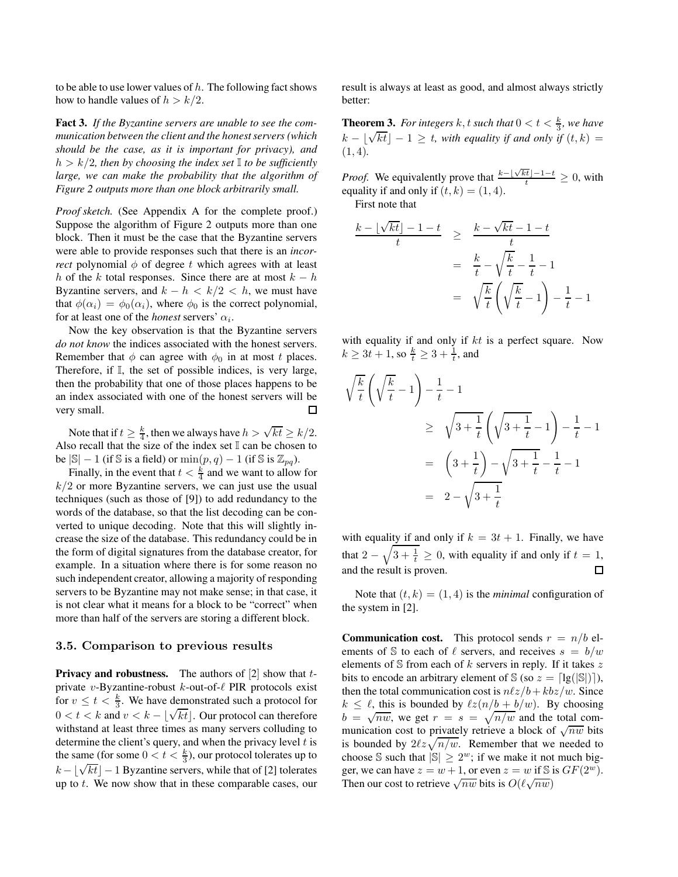to be able to use lower values of $h$. The following fact shows how to handle values of $h > k/2$.

**Fact 3.** *If the Byzantine servers are unable to see the communication between the client and the honest servers (which should be the case, as it is important for privacy), and $h > k/2$, then by choosing the index set $\mathbb{I}$ to be sufficiently large, we can make the probability that the algorithm of Figure 2 outputs more than one block arbitrarily small.*

*Proof sketch.* (See Appendix A for the complete proof.) Suppose the algorithm of Figure 2 outputs more than one block. Then it must be the case that the Byzantine servers were able to provide responses such that there is an *incorrect* polynomial $\phi$ of degree $t$ which agrees with at least $h$ of the $k$ total responses. Since there are at most $k - h$ Byzantine servers, and $k - h < k/2 < h$, we must have that $\phi(\alpha_i) = \phi_0(\alpha_i)$, where $\phi_0$ is the correct polynomial, for at least one of the *honest* servers' $\alpha_i$.

Now the key observation is that the Byzantine servers *do not know* the indices associated with the honest servers. Remember that $\phi$ can agree with $\phi_0$ in at most $t$ places. Therefore, if $\mathbb{I}$, the set of possible indices, is very large, then the probability that one of those places happens to be an index associated with one of the honest servers will be very small. □

Note that if $t \geq \frac{k}{4}$, then we always have $h > \sqrt{kt} \geq k/2$. Also recall that the size of the index set $\mathbb{I}$ can be chosen to be $|\mathbb{S}| - 1$ (if $\mathbb{S}$ is a field) or $\min(p, q) - 1$ (if $\mathbb{S}$ is $\mathbb{Z}_{pq}$).

Finally, in the event that $t < \frac{k}{4}$ and we want to allow for $k/2$ or more Byzantine servers, we can just use the usual techniques (such as those of [9]) to add redundancy to the words of the database, so that the list decoding can be converted to unique decoding. Note that this will slightly increase the size of the database. This redundancy could be in the form of digital signatures from the database creator, for example. In a situation where there is for some reason no such independent creator, allowing a majority of responding servers to be Byzantine may not make sense; in that case, it is not clear what it means for a block to be "correct" when more than half of the servers are storing a different block.

### 3.5. Comparison to previous results

**Privacy and robustness.** The authors of [2] show that $t$-private $v$-Byzantine-robust $k$-out-of-$\ell$ PIR protocols exist for $v \leq t < \frac{k}{3}$. We have demonstrated such a protocol for $0 < t < k$ and $v < k - \lfloor\sqrt{kt}\rfloor$. Our protocol can therefore withstand at least three times as many servers colluding to determine the client's query, and when the privacy level $t$ is the same (for some $0 < t < \frac{k}{3}$), our protocol tolerates up to $k - \lfloor\sqrt{kt}\rfloor - 1$ Byzantine servers, while that of [2] tolerates up to $t$. We now show that in these comparable cases, our result is always at least as good, and almost always strictly better:

**Theorem 3.** *For integers $k, t$ such that $0 < t < \frac{k}{3}$, we have $k - \lfloor\sqrt{kt}\rfloor - 1 \geq t$, with equality if and only if $(t, k) = (1, 4)$.*

*Proof.* We equivalently prove that $\frac{k - \lfloor\sqrt{kt}\rfloor - 1 - t}{t} \geq 0$, with equality if and only if $(t, k) = (1, 4)$.

First note that

$$\begin{aligned} \frac{k - \lfloor\sqrt{kt}\rfloor - 1 - t}{t} &\geq \frac{k - \sqrt{kt} - 1 - t}{t} \\ &= \frac{k}{t} - \sqrt{\frac{k}{t}} - \frac{1}{t} - 1 \\ &= \sqrt{\frac{k}{t}}\left(\sqrt{\frac{k}{t}} - 1\right) - \frac{1}{t} - 1 \end{aligned}$$

with equality if and only if $kt$ is a perfect square. Now $k \geq 3t + 1$, so $\frac{k}{t} \geq 3 + \frac{1}{t}$, and

$$\begin{aligned} &\sqrt{\frac{k}{t}}\left(\sqrt{\frac{k}{t}} - 1\right) - \frac{1}{t} - 1 \\ &\qquad \geq \sqrt{3 + \frac{1}{t}}\left(\sqrt{3 + \frac{1}{t}} - 1\right) - \frac{1}{t} - 1 \\ &\qquad = \left(3 + \frac{1}{t}\right) - \sqrt{3 + \frac{1}{t}} - \frac{1}{t} - 1 \\ &\qquad = 2 - \sqrt{3 + \frac{1}{t}} \end{aligned}$$

with equality if and only if $k = 3t + 1$. Finally, we have that $2 - \sqrt{3 + \frac{1}{t}} \geq 0$, with equality if and only if $t = 1$, and the result is proven. □

Note that $(t, k) = (1, 4)$ is the *minimal* configuration of the system in [2].

**Communication cost.** This protocol sends $r = n/b$ elements of $\mathbb{S}$ to each of $\ell$ servers, and receives $s = b/w$ elements of $\mathbb{S}$ from each of $k$ servers in reply. If it takes $z$ bits to encode an arbitrary element of $\mathbb{S}$ (so $z = \lceil \lg(|\mathbb{S}|) \rceil$), then the total communication cost is $n\ell z/b + kbz/w$. Since $k \leq \ell$, this is bounded by $\ell z(n/b + b/w)$. By choosing $b = \sqrt{nw}$, we get $r = s = \sqrt{n/w}$ and the total communication cost to privately retrieve a block of $\sqrt{nw}$ bits is bounded by $2\ell z\sqrt{n/w}$. Remember that we needed to choose $\mathbb{S}$ such that $|\mathbb{S}| \geq 2^w$; if we make it not much bigger, we can have $z = w + 1$, or even $z = w$ if $\mathbb{S}$ is $GF(2^w)$. Then our cost to retrieve $\sqrt{nw}$ bits is $O(\ell\sqrt{nw})$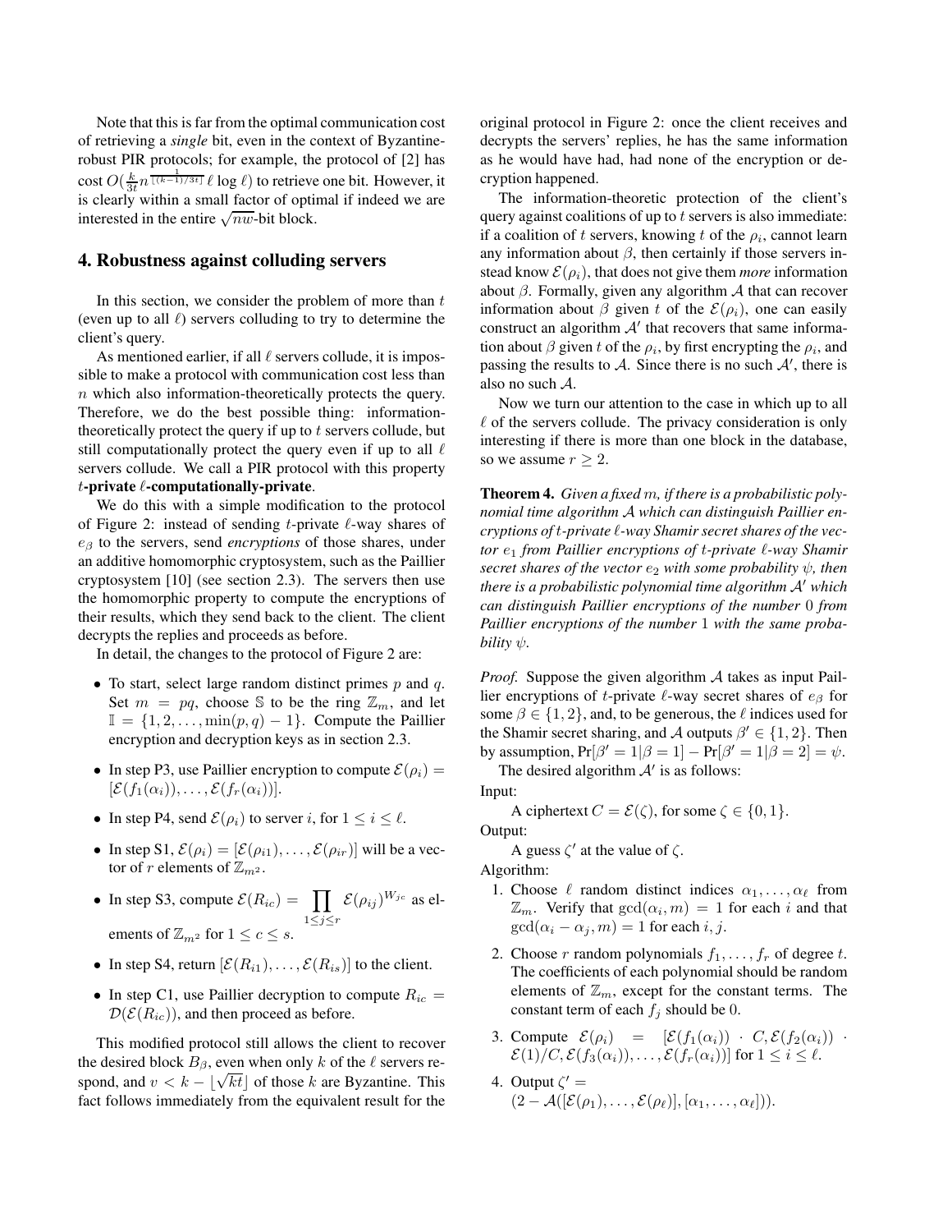Note that this is far from the optimal communication cost of retrieving a *single* bit, even in the context of Byzantine-robust PIR protocols; for example, the protocol of [2] has cost $O(\frac{k}{3t} n^{\frac{1}{\lfloor (k-1)/3t \rfloor}} \ell \log \ell)$ to retrieve one bit. However, it is clearly within a small factor of optimal if indeed we are interested in the entire $\sqrt{nw}$-bit block.

## 4. Robustness against colluding servers

In this section, we consider the problem of more than $t$ (even up to all $\ell$) servers colluding to try to determine the client's query.

As mentioned earlier, if all $\ell$ servers collude, it is impossible to make a protocol with communication cost less than $n$ which also information-theoretically protects the query. Therefore, we do the best possible thing: information-theoretically protect the query if up to $t$ servers collude, but still computationally protect the query even if up to all $\ell$ servers collude. We call a PIR protocol with this property **$t$-private $\ell$-computationally-private**.

We do this with a simple modification to the protocol of Figure 2: instead of sending $t$-private $\ell$-way shares of $e_\beta$ to the servers, send *encryptions* of those shares, under an additive homomorphic cryptosystem, such as the Paillier cryptosystem [10] (see section 2.3). The servers then use the homomorphic property to compute the encryptions of their results, which they send back to the client. The client decrypts the replies and proceeds as before.

In detail, the changes to the protocol of Figure 2 are:

- To start, select large random distinct primes $p$ and $q$. Set $m = pq$, choose $\mathbb{S}$ to be the ring $\mathbb{Z}_m$, and let $\mathbb{I} = \{1, 2, \ldots, \min(p, q) - 1\}$. Compute the Paillier encryption and decryption keys as in section 2.3.
- In step P3, use Paillier encryption to compute $\mathcal{E}(\rho_i) = [\mathcal{E}(f_1(\alpha_i)), \ldots, \mathcal{E}(f_r(\alpha_i))]$.
- In step P4, send $\mathcal{E}(\rho_i)$ to server $i$, for $1 \leq i \leq \ell$.
- In step S1, $\mathcal{E}(\rho_i) = [\mathcal{E}(\rho_{i1}), \ldots, \mathcal{E}(\rho_{ir})]$ will be a vector of $r$ elements of $\mathbb{Z}_{m^2}$.
- In step S3, compute $\mathcal{E}(R_{ic}) = \prod_{1 \leq j \leq r} \mathcal{E}(\rho_{ij})^{W_{jc}}$ as elements of $\mathbb{Z}_{m^2}$ for $1 \leq c \leq s$.
- In step S4, return $[\mathcal{E}(R_{i1}), \ldots, \mathcal{E}(R_{is})]$ to the client.
- In step C1, use Paillier decryption to compute $R_{ic} = \mathcal{D}(\mathcal{E}(R_{ic}))$, and then proceed as before.

This modified protocol still allows the client to recover the desired block $B_\beta$, even when only $k$ of the $\ell$ servers respond, and $v < k - \lfloor \sqrt{kt} \rfloor$ of those $k$ are Byzantine. This fact follows immediately from the equivalent result for the original protocol in Figure 2: once the client receives and decrypts the servers' replies, he has the same information as he would have had, had none of the encryption or decryption happened.

The information-theoretic protection of the client's query against coalitions of up to $t$ servers is also immediate: if a coalition of $t$ servers, knowing $t$ of the $\rho_i$, cannot learn any information about $\beta$, then certainly if those servers instead know $\mathcal{E}(\rho_i)$, that does not give them *more* information about $\beta$. Formally, given any algorithm $\mathcal{A}$ that can recover information about $\beta$ given $t$ of the $\mathcal{E}(\rho_i)$, one can easily construct an algorithm $\mathcal{A}'$ that recovers that same information about $\beta$ given $t$ of the $\rho_i$, by first encrypting the $\rho_i$, and passing the results to $\mathcal{A}$. Since there is no such $\mathcal{A}'$, there is also no such $\mathcal{A}$.

Now we turn our attention to the case in which up to all $\ell$ of the servers collude. The privacy consideration is only interesting if there is more than one block in the database, so we assume $r \geq 2$.

**Theorem 4.** *Given a fixed $m$, if there is a probabilistic polynomial time algorithm $\mathcal{A}$ which can distinguish Paillier encryptions of $t$-private $\ell$-way Shamir secret shares of the vector $e_1$ from Paillier encryptions of $t$-private $\ell$-way Shamir secret shares of the vector $e_2$ with some probability $\psi$, then there is a probabilistic polynomial time algorithm $\mathcal{A}'$ which can distinguish Paillier encryptions of the number $0$ from Paillier encryptions of the number $1$ with the same probability $\psi$.*

*Proof.* Suppose the given algorithm $\mathcal{A}$ takes as input Paillier encryptions of $t$-private $\ell$-way secret shares of $e_\beta$ for some $\beta \in \{1, 2\}$, and, to be generous, the $\ell$ indices used for the Shamir secret sharing, and $\mathcal{A}$ outputs $\beta' \in \{1, 2\}$. Then by assumption, $\Pr[\beta' = 1 | \beta = 1] - \Pr[\beta' = 1 | \beta = 2] = \psi$.

The desired algorithm $\mathcal{A}'$ is as follows:

Input:

A ciphertext $C = \mathcal{E}(\zeta)$, for some $\zeta \in \{0, 1\}$.

Output:

A guess $\zeta'$ at the value of $\zeta$.

Algorithm:

1. Choose $\ell$ random distinct indices $\alpha_1, \ldots, \alpha_\ell$ from $\mathbb{Z}_m$. Verify that $\gcd(\alpha_i, m) = 1$ for each $i$ and that $\gcd(\alpha_i - \alpha_j, m) = 1$ for each $i, j$.
2. Choose $r$ random polynomials $f_1, \ldots, f_r$ of degree $t$. The coefficients of each polynomial should be random elements of $\mathbb{Z}_m$, except for the constant terms. The constant term of each $f_j$ should be $0$.
3. Compute $\mathcal{E}(\rho_i) = [\mathcal{E}(f_1(\alpha_i)) \cdot C, \mathcal{E}(f_2(\alpha_i)) \cdot \mathcal{E}(1)/C, \mathcal{E}(f_3(\alpha_i)), \ldots, \mathcal{E}(f_r(\alpha_i))]$ for $1 \leq i \leq \ell$.
4. Output $\zeta' = (2 - \mathcal{A}([\mathcal{E}(\rho_1), \ldots, \mathcal{E}(\rho_\ell)], [\alpha_1, \ldots, \alpha_\ell]))$.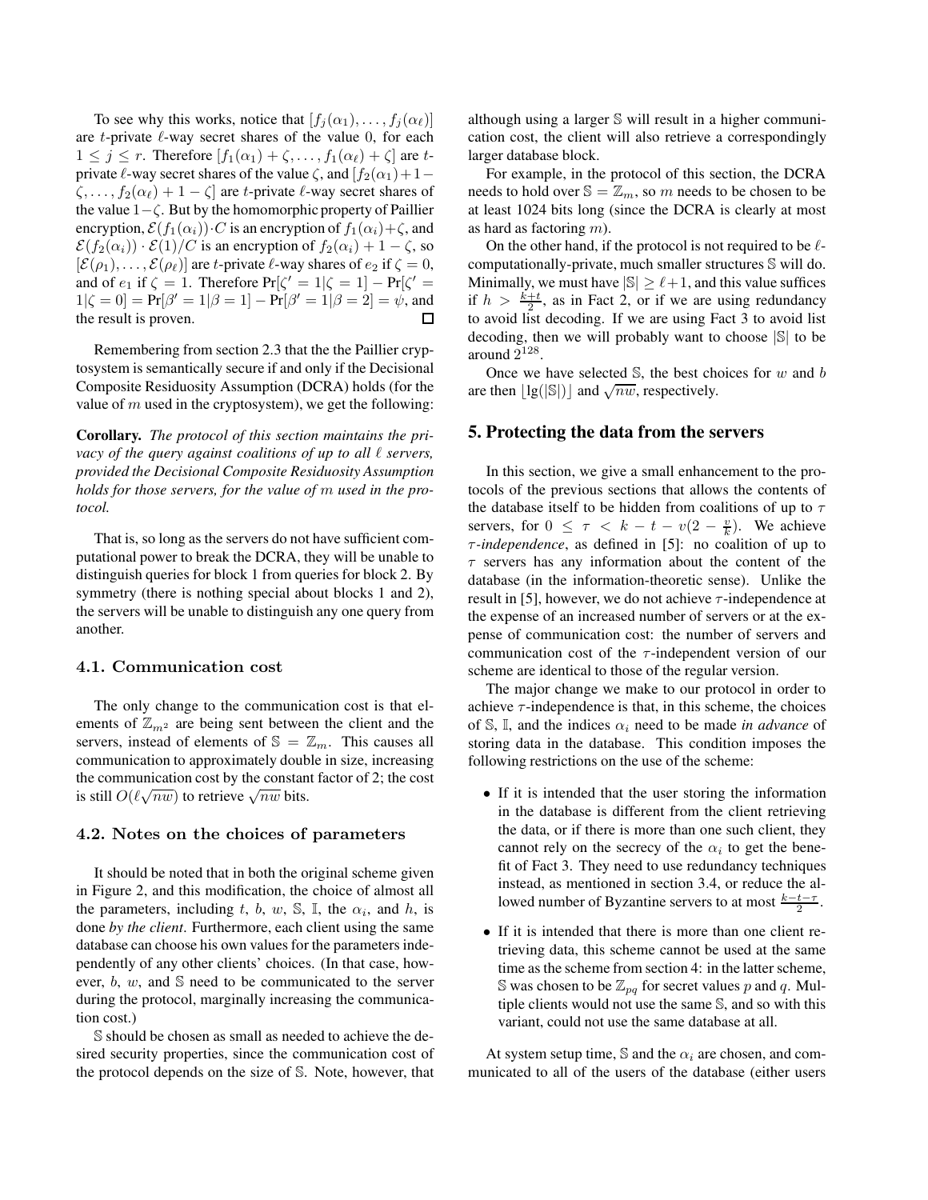To see why this works, notice that $[f_j(\alpha_1), \ldots, f_j(\alpha_\ell)]$ are $t$-private $\ell$-way secret shares of the value 0, for each $1 \le j \le r$. Therefore $[f_1(\alpha_1) + \zeta, \ldots, f_1(\alpha_\ell) + \zeta]$ are $t$-private $\ell$-way secret shares of the value $\zeta$, and $[f_2(\alpha_1) + 1 - \zeta, \ldots, f_2(\alpha_\ell) + 1 - \zeta]$ are $t$-private $\ell$-way secret shares of the value $1 - \zeta$. But by the homomorphic property of Paillier encryption, $\mathcal{E}(f_1(\alpha_i)) \cdot C$ is an encryption of $f_1(\alpha_i) + \zeta$, and $\mathcal{E}(f_2(\alpha_i)) \cdot \mathcal{E}(1)/C$ is an encryption of $f_2(\alpha_i) + 1 - \zeta$, so $[\mathcal{E}(\rho_1), \ldots, \mathcal{E}(\rho_\ell)]$ are $t$-private $\ell$-way shares of $e_2$ if $\zeta = 0$, and of $e_1$ if $\zeta = 1$. Therefore $\Pr[\zeta' = 1 | \zeta = 1] - \Pr[\zeta' = 1 | \zeta = 0] = \Pr[\beta' = 1 | \beta = 1] - \Pr[\beta' = 1 | \beta = 2] = \psi$, and the result is proven. ∎

Remembering from section 2.3 that the the Paillier cryptosystem is semantically secure if and only if the Decisional Composite Residuosity Assumption (DCRA) holds (for the value of $m$ used in the cryptosystem), we get the following:

**Corollary.** *The protocol of this section maintains the privacy of the query against coalitions of up to all $\ell$ servers, provided the Decisional Composite Residuosity Assumption holds for those servers, for the value of $m$ used in the protocol.*

That is, so long as the servers do not have sufficient computational power to break the DCRA, they will be unable to distinguish queries for block 1 from queries for block 2. By symmetry (there is nothing special about blocks 1 and 2), the servers will be unable to distinguish any one query from another.

### 4.1. Communication cost

The only change to the communication cost is that elements of $\mathbb{Z}_{m^2}$ are being sent between the client and the servers, instead of elements of $\mathbb{S} = \mathbb{Z}_m$. This causes all communication to approximately double in size, increasing the communication cost by the constant factor of 2; the cost is still $O(\ell\sqrt{nw})$ to retrieve $\sqrt{nw}$ bits.

### 4.2. Notes on the choices of parameters

It should be noted that in both the original scheme given in Figure 2, and this modification, the choice of almost all the parameters, including $t$, $b$, $w$, $\mathbb{S}$, $\mathbb{I}$, the $\alpha_i$, and $h$, is done *by the client*. Furthermore, each client using the same database can choose his own values for the parameters independently of any other clients' choices. (In that case, however, $b$, $w$, and $\mathbb{S}$ need to be communicated to the server during the protocol, marginally increasing the communication cost.)

$\mathbb{S}$ should be chosen as small as needed to achieve the desired security properties, since the communication cost of the protocol depends on the size of $\mathbb{S}$. Note, however, that although using a larger $\mathbb{S}$ will result in a higher communication cost, the client will also retrieve a correspondingly larger database block.

For example, in the protocol of this section, the DCRA needs to hold over $\mathbb{S} = \mathbb{Z}_m$, so $m$ needs to be chosen to be at least 1024 bits long (since the DCRA is clearly at most as hard as factoring $m$).

On the other hand, if the protocol is not required to be $\ell$-computationally-private, much smaller structures $\mathbb{S}$ will do. Minimally, we must have $|\mathbb{S}| \ge \ell + 1$, and this value suffices if $h > \frac{k+t}{2}$, as in Fact 2, or if we are using redundancy to avoid list decoding. If we are using Fact 3 to avoid list decoding, then we will probably want to choose $|\mathbb{S}|$ to be around $2^{128}$.

Once we have selected $\mathbb{S}$, the best choices for $w$ and $b$ are then $\lfloor \lg(|\mathbb{S}|) \rfloor$ and $\sqrt{nw}$, respectively.

## 5. Protecting the data from the servers

In this section, we give a small enhancement to the protocols of the previous sections that allows the contents of the database itself to be hidden from coalitions of up to $\tau$ servers, for $0 \le \tau < k - t - v(2 - \frac{v}{k})$. We achieve *$\tau$-independence*, as defined in [5]: no coalition of up to $\tau$ servers has any information about the content of the database (in the information-theoretic sense). Unlike the result in [5], however, we do not achieve $\tau$-independence at the expense of an increased number of servers or at the expense of communication cost: the number of servers and communication cost of the $\tau$-independent version of our scheme are identical to those of the regular version.

The major change we make to our protocol in order to achieve $\tau$-independence is that, in this scheme, the choices of $\mathbb{S}$, $\mathbb{I}$, and the indices $\alpha_i$ need to be made *in advance* of storing data in the database. This condition imposes the following restrictions on the use of the scheme:

- If it is intended that the user storing the information in the database is different from the client retrieving the data, or if there is more than one such client, they cannot rely on the secrecy of the $\alpha_i$ to get the benefit of Fact 3. They need to use redundancy techniques instead, as mentioned in section 3.4, or reduce the allowed number of Byzantine servers to at most $\frac{k-t-\tau}{2}$.
- If it is intended that there is more than one client retrieving data, this scheme cannot be used at the same time as the scheme from section 4: in the latter scheme, $\mathbb{S}$ was chosen to be $\mathbb{Z}_{pq}$ for secret values $p$ and $q$. Multiple clients would not use the same $\mathbb{S}$, and so with this variant, could not use the same database at all.

At system setup time, $\mathbb{S}$ and the $\alpha_i$ are chosen, and communicated to all of the users of the database (either users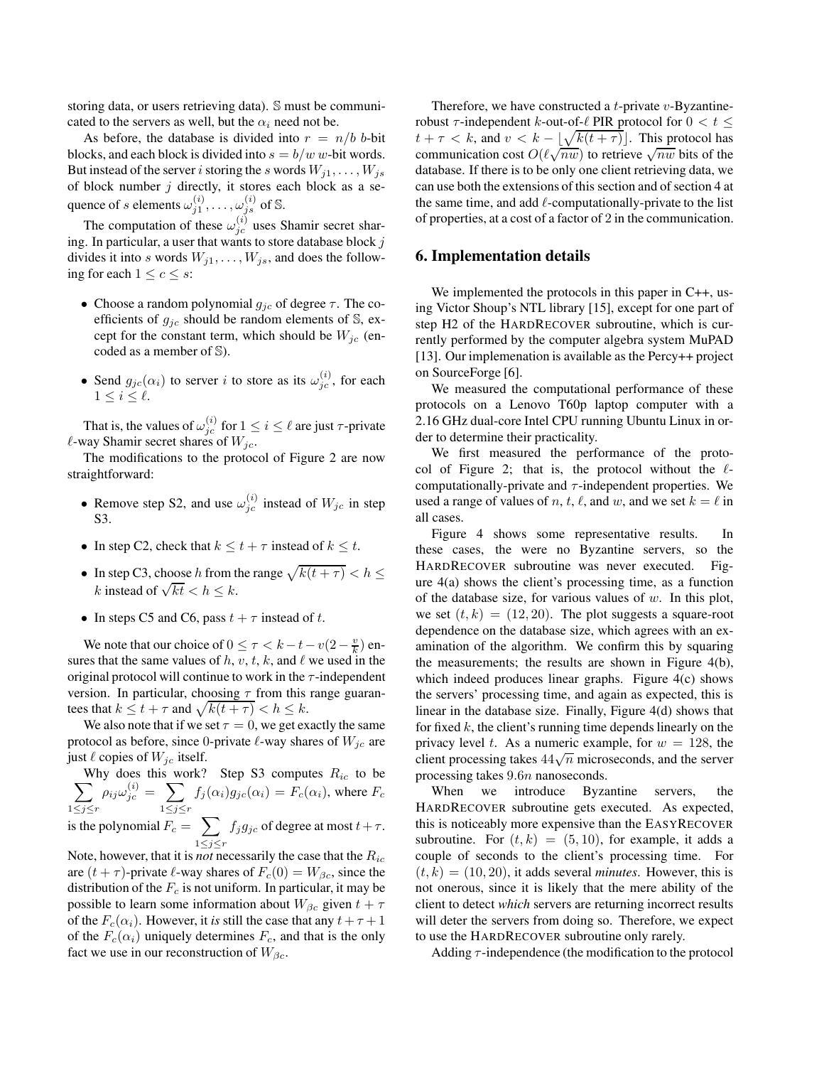storing data, or users retrieving data). $\mathbb{S}$ must be communicated to the servers as well, but the $\alpha_i$ need not be.

As before, the database is divided into $r = n/b$ $b$-bit blocks, and each block is divided into $s = b/w$ $w$-bit words. But instead of the server $i$ storing the $s$ words $W_{j1}, \ldots, W_{js}$ of block number $j$ directly, it stores each block as a sequence of $s$ elements $\omega_{j1}^{(i)}, \ldots, \omega_{js}^{(i)}$ of $\mathbb{S}$.

The computation of these $\omega_{jc}^{(i)}$ uses Shamir secret sharing. In particular, a user that wants to store database block $j$ divides it into $s$ words $W_{j1}, \ldots, W_{js}$, and does the following for each $1 \le c \le s$:

- Choose a random polynomial $g_{jc}$ of degree $\tau$. The coefficients of $g_{jc}$ should be random elements of $\mathbb{S}$, except for the constant term, which should be $W_{jc}$ (encoded as a member of $\mathbb{S}$).
- Send $g_{jc}(\alpha_i)$ to server $i$ to store as its $\omega_{jc}^{(i)}$, for each $1 \le i \le \ell$.

That is, the values of $\omega_{jc}^{(i)}$ for $1 \le i \le \ell$ are just $\tau$-private $\ell$-way Shamir secret shares of $W_{jc}$.

The modifications to the protocol of Figure 2 are now straightforward:

- Remove step S2, and use $\omega_{jc}^{(i)}$ instead of $W_{jc}$ in step S3.
- In step C2, check that $k \le t + \tau$ instead of $k \le t$.
- In step C3, choose $h$ from the range $\sqrt{k(t+\tau)} < h \le k$ instead of $\sqrt{kt} < h \le k$.
- In steps C5 and C6, pass $t + \tau$ instead of $t$.

We note that our choice of $0 \le \tau < k - t - v(2 - \frac{v}{k})$ ensures that the same values of $h$, $v$, $t$, $k$, and $\ell$ we used in the original protocol will continue to work in the $\tau$-independent version. In particular, choosing $\tau$ from this range guarantees that $k \le t + \tau$ and $\sqrt{k(t+\tau)} < h \le k$.

We also note that if we set $\tau = 0$, we get exactly the same protocol as before, since 0-private $\ell$-way shares of $W_{jc}$ are just $\ell$ copies of $W_{jc}$ itself.

Why does this work? Step S3 computes $R_{ic}$ to be $\sum_{1 \le j \le r} \rho_{ij} \omega_{jc}^{(i)} = \sum_{1 \le j \le r} f_j(\alpha_i) g_{jc}(\alpha_i) = F_c(\alpha_i)$, where $F_c$ is the polynomial $F_c = \sum_{1 \le j \le r} f_j g_{jc}$ of degree at most $t + \tau$. Note, however, that it is *not* necessarily the case that the $R_{ic}$ are $(t+\tau)$-private $\ell$-way shares of $F_c(0) = W_{\beta c}$, since the distribution of the $F_c$ is not uniform. In particular, it may be possible to learn some information about $W_{\beta c}$ given $t + \tau$ of the $F_c(\alpha_i)$. However, it *is* still the case that any $t + \tau + 1$ of the $F_c(\alpha_i)$ uniquely determines $F_c$, and that is the only fact we use in our reconstruction of $W_{\beta c}$.

Therefore, we have constructed a $t$-private $v$-Byzantine-robust $\tau$-independent $k$-out-of-$\ell$ PIR protocol for $0 < t \le t + \tau < k$, and $v < k - \lfloor \sqrt{k(t+\tau)} \rfloor$. This protocol has communication cost $O(\ell\sqrt{nw})$ to retrieve $\sqrt{nw}$ bits of the database. If there is to be only one client retrieving data, we can use both the extensions of this section and of section 4 at the same time, and add $\ell$-computationally-private to the list of properties, at a cost of a factor of 2 in the communication.

## 6. Implementation details

We implemented the protocols in this paper in C++, using Victor Shoup's NTL library [15], except for one part of step H2 of the HARDRECOVER subroutine, which is currently performed by the computer algebra system MuPAD [13]. Our implemenation is available as the Percy++ project on SourceForge [6].

We measured the computational performance of these protocols on a Lenovo T60p laptop computer with a 2.16 GHz dual-core Intel CPU running Ubuntu Linux in order to determine their practicality.

We first measured the performance of the protocol of Figure 2; that is, the protocol without the $\ell$-computationally-private and $\tau$-independent properties. We used a range of values of $n$, $t$, $\ell$, and $w$, and we set $k = \ell$ in all cases.

Figure 4 shows some representative results. In these cases, the were no Byzantine servers, so the HARDRECOVER subroutine was never executed. Figure 4(a) shows the client's processing time, as a function of the database size, for various values of $w$. In this plot, we set $(t, k) = (12, 20)$. The plot suggests a square-root dependence on the database size, which agrees with an examination of the algorithm. We confirm this by squaring the measurements; the results are shown in Figure 4(b), which indeed produces linear graphs. Figure 4(c) shows the servers' processing time, and again as expected, this is linear in the database size. Finally, Figure 4(d) shows that for fixed $k$, the client's running time depends linearly on the privacy level $t$. As a numeric example, for $w = 128$, the client processing takes $44\sqrt{n}$ microseconds, and the server processing takes $9.6n$ nanoseconds.

When we introduce Byzantine servers, the HARDRECOVER subroutine gets executed. As expected, this is noticeably more expensive than the EASYRECOVER subroutine. For $(t, k) = (5, 10)$, for example, it adds a couple of seconds to the client's processing time. For $(t, k) = (10, 20)$, it adds several *minutes*. However, this is not onerous, since it is likely that the mere ability of the client to detect *which* servers are returning incorrect results will deter the servers from doing so. Therefore, we expect to use the HARDRECOVER subroutine only rarely.

Adding $\tau$-independence (the modification to the protocol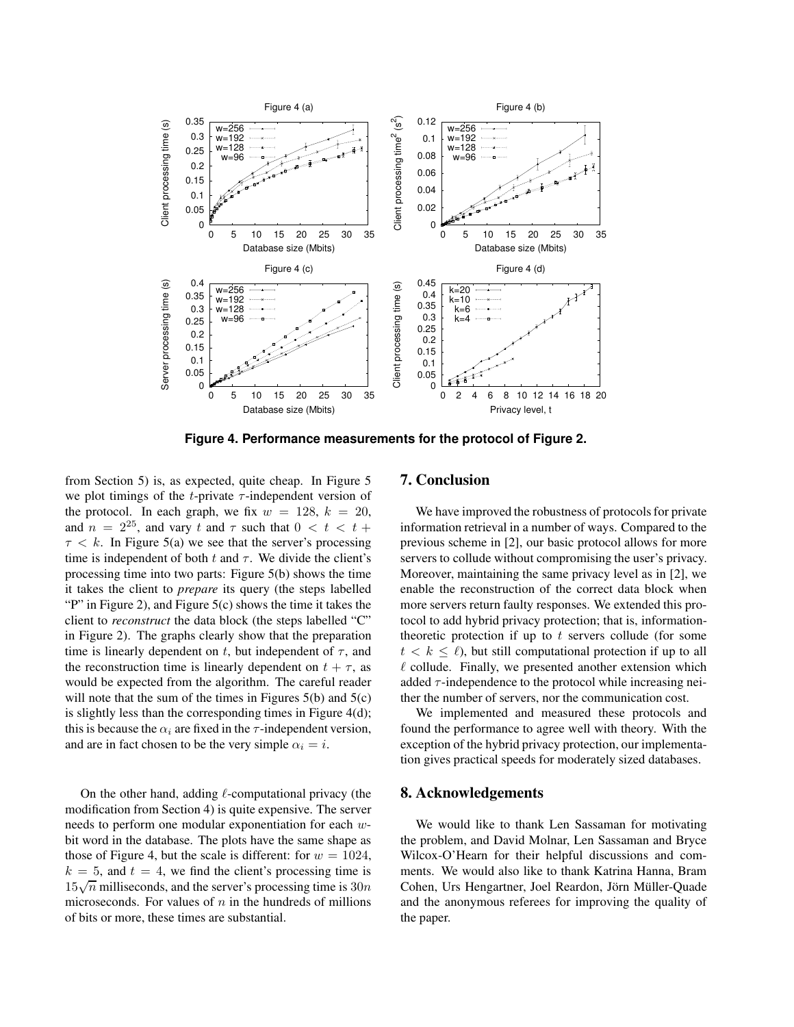**Figure 4. Performance measurements for the protocol of Figure 2.**

from Section 5) is, as expected, quite cheap. In Figure 5 we plot timings of the $t$-private $\tau$-independent version of the protocol. In each graph, we fix $w = 128$, $k = 20$, and $n = 2^{25}$, and vary $t$ and $\tau$ such that $0 < t < t + \tau < k$. In Figure 5(a) we see that the server's processing time is independent of both $t$ and $\tau$. We divide the client's processing time into two parts: Figure 5(b) shows the time it takes the client to *prepare* its query (the steps labelled "P" in Figure 2), and Figure 5(c) shows the time it takes the client to *reconstruct* the data block (the steps labelled "C" in Figure 2). The graphs clearly show that the preparation time is linearly dependent on $t$, but independent of $\tau$, and the reconstruction time is linearly dependent on $t + \tau$, as would be expected from the algorithm. The careful reader will note that the sum of the times in Figures 5(b) and 5(c) is slightly less than the corresponding times in Figure 4(d); this is because the $\alpha_i$ are fixed in the $\tau$-independent version, and are in fact chosen to be the very simple $\alpha_i = i$.

On the other hand, adding $\ell$-computational privacy (the modification from Section 4) is quite expensive. The server needs to perform one modular exponentiation for each $w$-bit word in the database. The plots have the same shape as those of Figure 4, but the scale is different: for $w = 1024$, $k = 5$, and $t = 4$, we find the client's processing time is $15\sqrt{n}$ milliseconds, and the server's processing time is $30n$ microseconds. For values of $n$ in the hundreds of millions of bits or more, these times are substantial.

## 7. Conclusion

We have improved the robustness of protocols for private information retrieval in a number of ways. Compared to the previous scheme in [2], our basic protocol allows for more servers to collude without compromising the user's privacy. Moreover, maintaining the same privacy level as in [2], we enable the reconstruction of the correct data block when more servers return faulty responses. We extended this protocol to add hybrid privacy protection; that is, information-theoretic protection if up to $t$ servers collude (for some $t < k \leq \ell$), but still computational protection if up to all $\ell$ collude. Finally, we presented another extension which added $\tau$-independence to the protocol while increasing neither the number of servers, nor the communication cost.

We implemented and measured these protocols and found the performance to agree well with theory. With the exception of the hybrid privacy protection, our implementation gives practical speeds for moderately sized databases.

## 8. Acknowledgements

We would like to thank Len Sassaman for motivating the problem, and David Molnar, Len Sassaman and Bryce Wilcox-O'Hearn for their helpful discussions and comments. We would also like to thank Katrina Hanna, Bram Cohen, Urs Hengartner, Joel Reardon, Jörn Müller-Quade and the anonymous referees for improving the quality of the paper.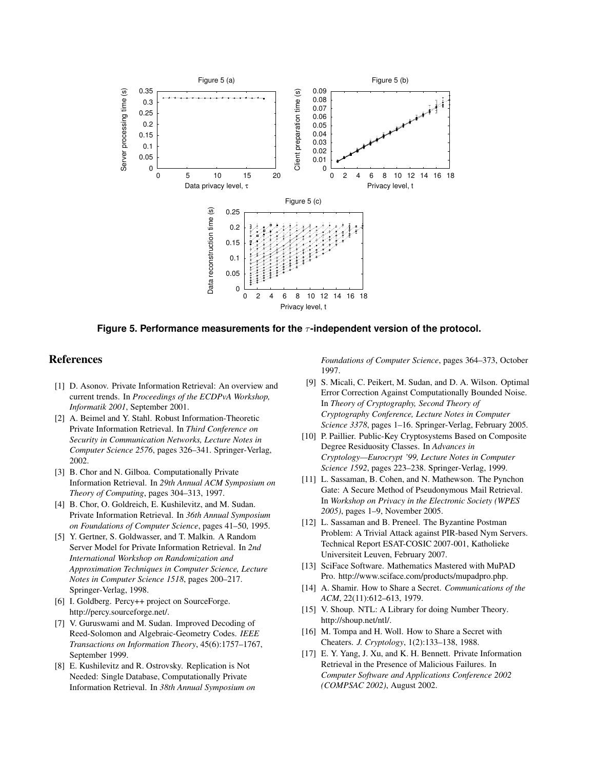**Figure 5. Performance measurements for the $\tau$-independent version of the protocol.**

## References

[1] D. Asonov. Private Information Retrieval: An overview and current trends. In *Proceedings of the ECDPvA Workshop, Informatik 2001*, September 2001.

[2] A. Beimel and Y. Stahl. Robust Information-Theoretic Private Information Retrieval. In *Third Conference on Security in Communication Networks, Lecture Notes in Computer Science 2576*, pages 326–341. Springer-Verlag, 2002.

[3] B. Chor and N. Gilboa. Computationally Private Information Retrieval. In *29th Annual ACM Symposium on Theory of Computing*, pages 304–313, 1997.

[4] B. Chor, O. Goldreich, E. Kushilevitz, and M. Sudan. Private Information Retrieval. In *36th Annual Symposium on Foundations of Computer Science*, pages 41–50, 1995.

[5] Y. Gertner, S. Goldwasser, and T. Malkin. A Random Server Model for Private Information Retrieval. In *2nd International Workshop on Randomization and Approximation Techniques in Computer Science, Lecture Notes in Computer Science 1518*, pages 200–217. Springer-Verlag, 1998.

[6] I. Goldberg. Percy++ project on SourceForge. http://percy.sourceforge.net/.

[7] V. Guruswami and M. Sudan. Improved Decoding of Reed-Solomon and Algebraic-Geometry Codes. *IEEE Transactions on Information Theory*, 45(6):1757–1767, September 1999.

[8] E. Kushilevitz and R. Ostrovsky. Replication is Not Needed: Single Database, Computationally Private Information Retrieval. In *38th Annual Symposium on Foundations of Computer Science*, pages 364–373, October 1997.

[9] S. Micali, C. Peikert, M. Sudan, and D. A. Wilson. Optimal Error Correction Against Computationally Bounded Noise. In *Theory of Cryptography, Second Theory of Cryptography Conference, Lecture Notes in Computer Science 3378*, pages 1–16. Springer-Verlag, February 2005.

[10] P. Paillier. Public-Key Cryptosystems Based on Composite Degree Residuosity Classes. In *Advances in Cryptology—Eurocrypt '99, Lecture Notes in Computer Science 1592*, pages 223–238. Springer-Verlag, 1999.

[11] L. Sassaman, B. Cohen, and N. Mathewson. The Pynchon Gate: A Secure Method of Pseudonymous Mail Retrieval. In *Workshop on Privacy in the Electronic Society (WPES 2005)*, pages 1–9, November 2005.

[12] L. Sassaman and B. Preneel. The Byzantine Postman Problem: A Trivial Attack against PIR-based Nym Servers. Technical Report ESAT-COSIC 2007-001, Katholieke Universiteit Leuven, February 2007.

[13] SciFace Software. Mathematics Mastered with MuPAD Pro. http://www.sciface.com/products/mupadpro.php.

[14] A. Shamir. How to Share a Secret. *Communications of the ACM*, 22(11):612–613, 1979.

[15] V. Shoup. NTL: A Library for doing Number Theory. http://shoup.net/ntl/.

[16] M. Tompa and H. Woll. How to Share a Secret with Cheaters. *J. Cryptology*, 1(2):133–138, 1988.

[17] E. Y. Yang, J. Xu, and K. H. Bennett. Private Information Retrieval in the Presence of Malicious Failures. In *Computer Software and Applications Conference 2002 (COMPSAC 2002)*, August 2002.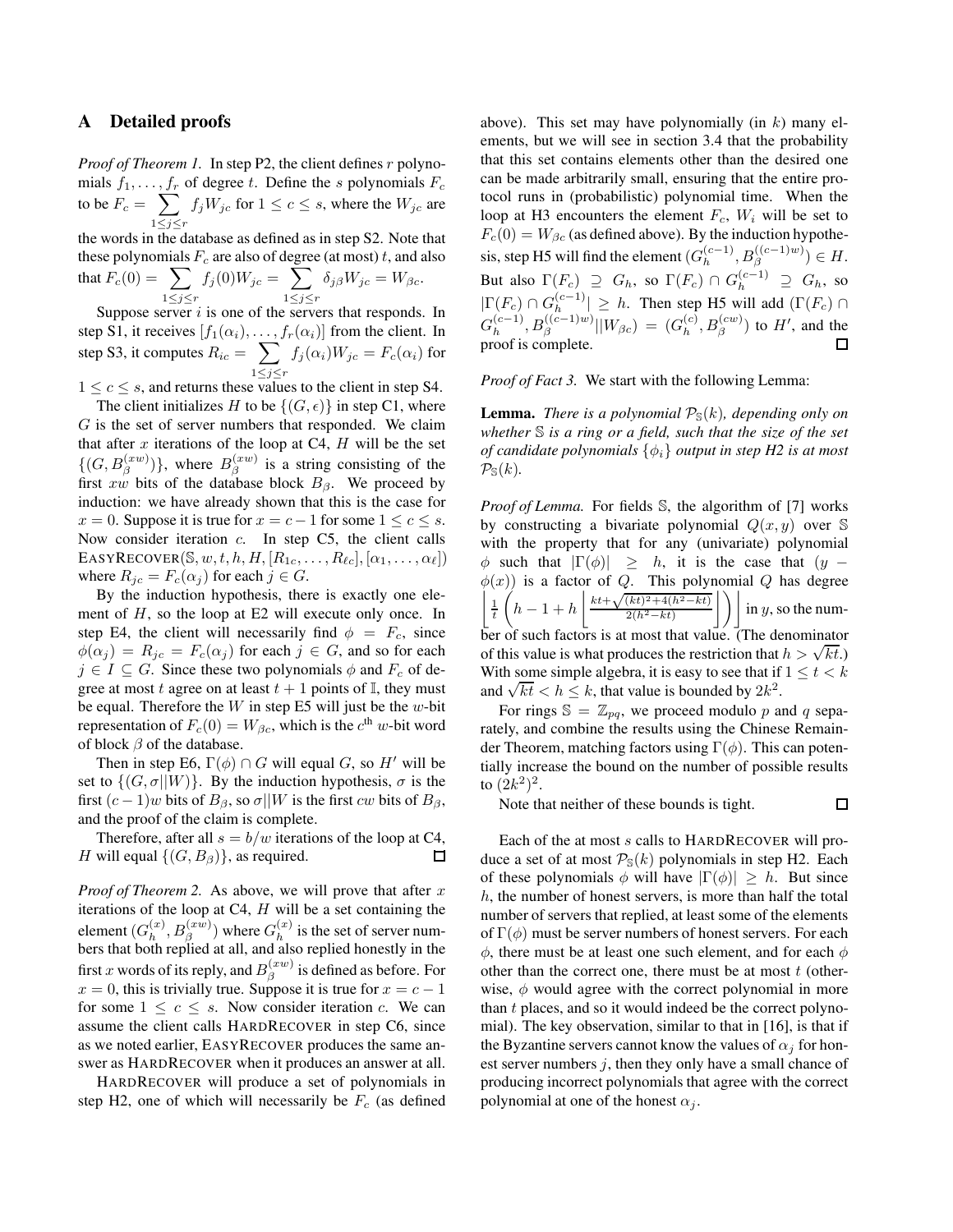## A Detailed proofs

*Proof of Theorem 1.* In step P2, the client defines $r$ polynomials $f_1, \ldots, f_r$ of degree $t$. Define the $s$ polynomials $F_c$ to be $F_c = \sum_{1 \le j \le r} f_j W_{jc}$ for $1 \le c \le s$, where the $W_{jc}$ are the words in the database as defined as in step S2. Note that these polynomials $F_c$ are also of degree (at most) $t$, and also that $F_c(0) = \sum_{1 \le j \le r} f_j(0) W_{jc} = \sum_{1 \le j \le r} \delta_{j\beta} W_{jc} = W_{\beta c}$.

Suppose server $i$ is one of the servers that responds. In step S1, it receives $[f_1(\alpha_i), \ldots, f_r(\alpha_i)]$ from the client. In step S3, it computes $R_{ic} = \sum_{1 \le j \le r} f_j(\alpha_i) W_{jc} = F_c(\alpha_i)$ for $1 \le c \le s$, and returns these values to the client in step S4.

The client initializes $H$ to be $\{(G, \epsilon)\}$ in step C1, where $G$ is the set of server numbers that responded. We claim that after $x$ iterations of the loop at C4, $H$ will be the set $\{(G, B_\beta^{(xw)})\}$, where $B_\beta^{(xw)}$ is a string consisting of the first $xw$ bits of the database block $B_\beta$. We proceed by induction: we have already shown that this is the case for $x = 0$. Suppose it is true for $x = c - 1$ for some $1 \le c \le s$. Now consider iteration $c$. In step C5, the client calls EASYRECOVER$(\mathbb{S}, w, t, h, H, [R_{1c}, \ldots, R_{\ell c}], [\alpha_1, \ldots, \alpha_\ell])$ where $R_{jc} = F_c(\alpha_j)$ for each $j \in G$.

By the induction hypothesis, there is exactly one element of $H$, so the loop at E2 will execute only once. In step E4, the client will necessarily find $\phi = F_c$, since $\phi(\alpha_j) = R_{jc} = F_c(\alpha_j)$ for each $j \in G$, and so for each $j \in I \subseteq G$. Since these two polynomials $\phi$ and $F_c$ of degree at most $t$ agree on at least $t + 1$ points of $\mathbb{I}$, they must be equal. Therefore the $W$ in step E5 will just be the $w$-bit representation of $F_c(0) = W_{\beta c}$, which is the $c^{\text{th}}$ $w$-bit word of block $\beta$ of the database.

Then in step E6, $\Gamma(\phi) \cap G$ will equal $G$, so $H'$ will be set to $\{(G, \sigma || W)\}$. By the induction hypothesis, $\sigma$ is the first $(c-1)w$ bits of $B_\beta$, so $\sigma || W$ is the first $cw$ bits of $B_\beta$, and the proof of the claim is complete.

Therefore, after all $s = b/w$ iterations of the loop at C4, $H$ will equal $\{(G, B_\beta)\}$, as required. ◻

*Proof of Theorem 2.* As above, we will prove that after $x$ iterations of the loop at C4, $H$ will be a set containing the element $(G_h^{(x)}, B_\beta^{(xw)})$ where $G_h^{(x)}$ is the set of server numbers that both replied at all, and also replied honestly in the first $x$ words of its reply, and $B_\beta^{(xw)}$ is defined as before. For $x = 0$, this is trivially true. Suppose it is true for $x = c - 1$ for some $1 \le c \le s$. Now consider iteration $c$. We can assume the client calls HARDRECOVER in step C6, since as we noted earlier, EASYRECOVER produces the same answer as HARDRECOVER when it produces an answer at all.

HARDRECOVER will produce a set of polynomials in step H2, one of which will necessarily be $F_c$ (as defined above). This set may have polynomially (in $k$) many elements, but we will see in section 3.4 that the probability that this set contains elements other than the desired one can be made arbitrarily small, ensuring that the entire protocol runs in (probabilistic) polynomial time. When the loop at H3 encounters the element $F_c$, $W_i$ will be set to $F_c(0) = W_{\beta c}$ (as defined above). By the induction hypothesis, step H5 will find the element $(G_h^{(c-1)}, B_\beta^{((c-1)w)}) \in H$. But also $\Gamma(F_c) \supseteq G_h$, so $\Gamma(F_c) \cap G_h^{(c-1)} \supseteq G_h$, so $|\Gamma(F_c) \cap G_h^{(c-1)}| \ge h$. Then step H5 will add $(\Gamma(F_c) \cap G_h^{(c-1)}, B_\beta^{((c-1)w)} || W_{\beta c}) = (G_h^{(c)}, B_\beta^{(cw)})$ to $H'$, and the proof is complete. ◻

*Proof of Fact 3.* We start with the following Lemma:

**Lemma.** *There is a polynomial $\mathcal{P}_\mathbb{S}(k)$, depending only on whether $\mathbb{S}$ is a ring or a field, such that the size of the set of candidate polynomials $\{\phi_i\}$ output in step H2 is at most $\mathcal{P}_\mathbb{S}(k)$.*

*Proof of Lemma.* For fields $\mathbb{S}$, the algorithm of [7] works by constructing a bivariate polynomial $Q(x, y)$ over $\mathbb{S}$ with the property that for any (univariate) polynomial $\phi$ such that $|\Gamma(\phi)| \ge h$, it is the case that $(y - \phi(x))$ is a factor of $Q$. This polynomial $Q$ has degree $\left\lfloor \frac{1}{t}\left(h - 1 + h\left\lfloor \frac{kt + \sqrt{(kt)^2 + 4(h^2 - kt)}}{2(h^2 - kt)} \right\rfloor\right) \right\rfloor$ in $y$, so the number of such factors is at most that value. (The denominator of this value is what produces the restriction that $h > \sqrt{kt}$.) With some simple algebra, it is easy to see that if $1 \le t < k$ and $\sqrt{kt} < h \le k$, that value is bounded by $2k^2$.

For rings $\mathbb{S} = \mathbb{Z}_{pq}$, we proceed modulo $p$ and $q$ separately, and combine the results using the Chinese Remainder Theorem, matching factors using $\Gamma(\phi)$. This can potentially increase the bound on the number of possible results to $(2k^2)^2$.

Note that neither of these bounds is tight. ◻

Each of the at most $s$ calls to HARDRECOVER will produce a set of at most $\mathcal{P}_\mathbb{S}(k)$ polynomials in step H2. Each of these polynomials $\phi$ will have $|\Gamma(\phi)| \ge h$. But since $h$, the number of honest servers, is more than half the total number of servers that replied, at least some of the elements of $\Gamma(\phi)$ must be server numbers of honest servers. For each $\phi$, there must be at least one such element, and for each $\phi$ other than the correct one, there must be at most $t$ (otherwise, $\phi$ would agree with the correct polynomial in more than $t$ places, and so it would indeed be the correct polynomial). The key observation, similar to that in [16], is that if the Byzantine servers cannot know the values of $\alpha_j$ for honest server numbers $j$, then they only have a small chance of producing incorrect polynomials that agree with the correct polynomial at one of the honest $\alpha_j$.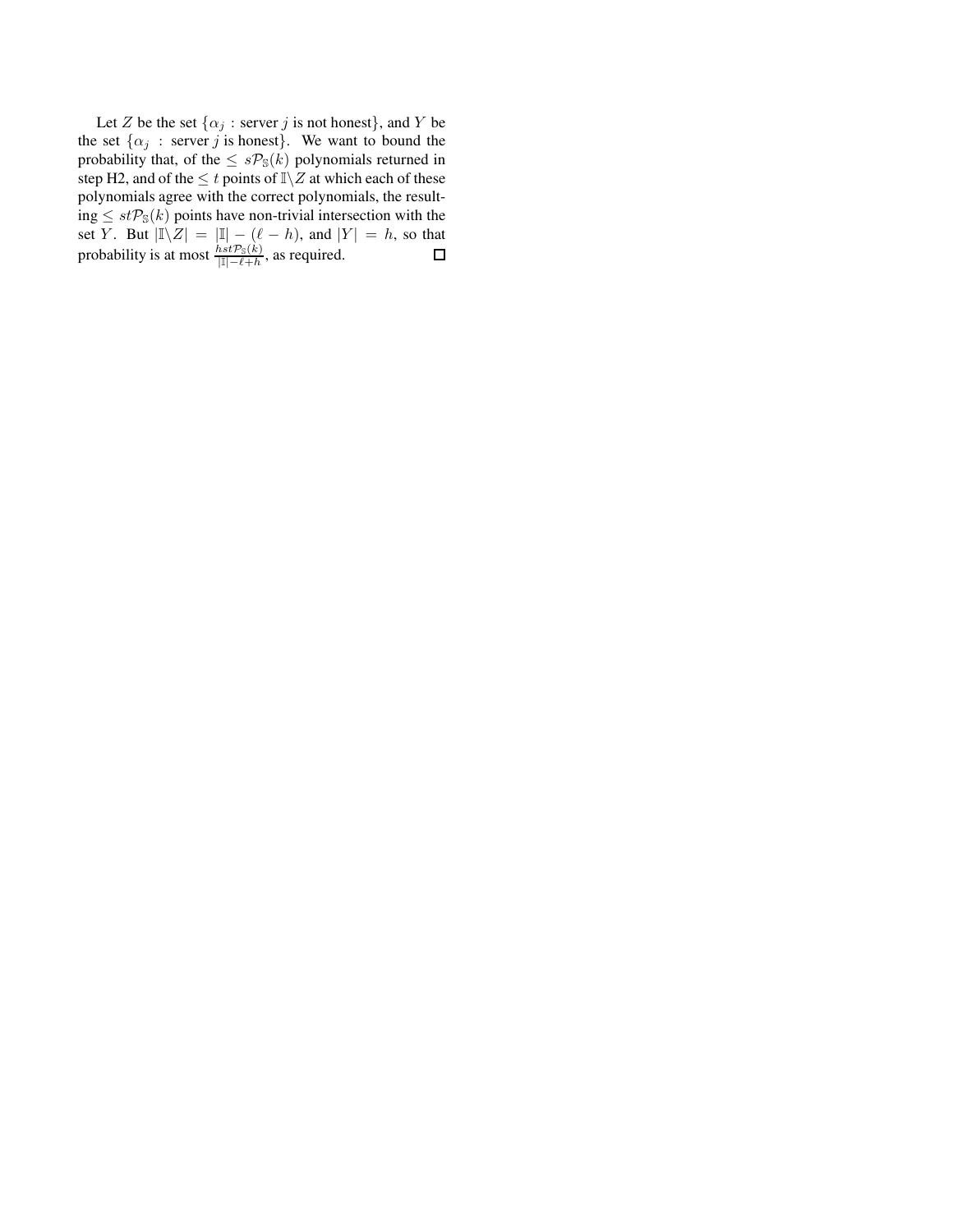Let $Z$ be the set $\{\alpha_j : \text{server } j \text{ is not honest}\}$, and $Y$ be the set $\{\alpha_j : \text{server } j \text{ is honest}\}$. We want to bound the probability that, of the $\leq s\mathcal{P}_{\mathbb{S}}(k)$ polynomials returned in step H2, and of the $\leq t$ points of $\mathbb{I}\backslash Z$ at which each of these polynomials agree with the correct polynomials, the resulting $\leq st\mathcal{P}_{\mathbb{S}}(k)$ points have non-trivial intersection with the set $Y$. But $|\mathbb{I}\backslash Z| = |\mathbb{I}| - (\ell - h)$, and $|Y| = h$, so that probability is at most $\frac{hst\mathcal{P}_{\mathbb{S}}(k)}{|\mathbb{I}|-\ell+h}$, as required. □